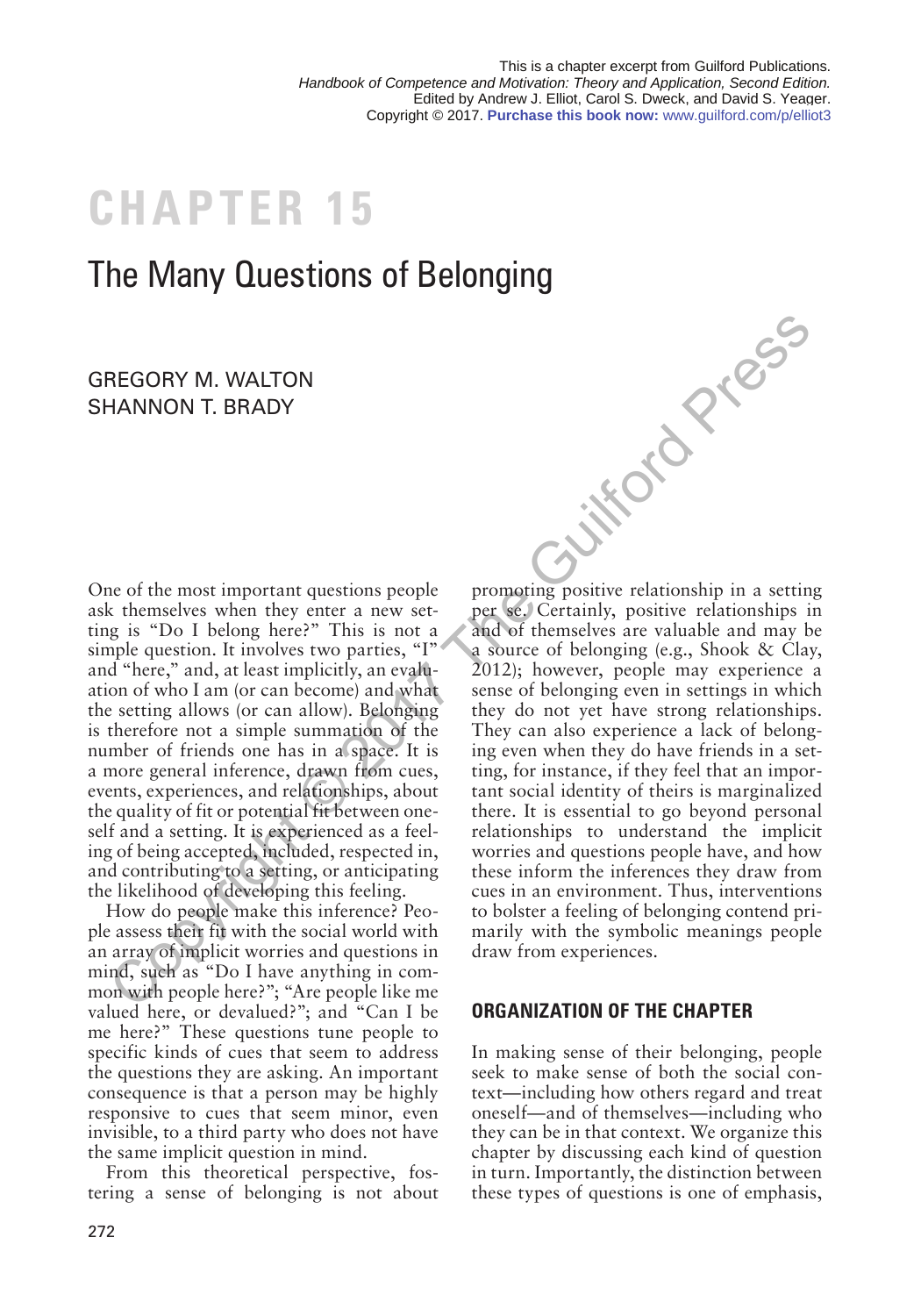This is a chapter excerpt from Guilford Publications.
*Handbook of Competence and Motivation: Theory and Application, Second Edition.*
Edited by Andrew J. Elliot, Carol S. Dweck, and David S. Yeager.
Copyright © 2017. **Purchase this book now:** www.guilford.com/p/elliot3

# CHAPTER 15

## The Many Questions of Belonging

GREGORY M. WALTON
SHANNON T. BRADY

One of the most important questions people ask themselves when they enter a new setting is "Do I belong here?" This is not a simple question. It involves two parties, "I" and "here," and, at least implicitly, an evaluation of who I am (or can become) and what the setting allows (or can allow). Belonging is therefore not a simple summation of the number of friends one has in a space. It is a more general inference, drawn from cues, events, experiences, and relationships, about the quality of fit or potential fit between oneself and a setting. It is experienced as a feeling of being accepted, included, respected in, and contributing to a setting, or anticipating the likelihood of developing this feeling.

How do people make this inference? People assess their fit with the social world with an array of implicit worries and questions in mind, such as "Do I have anything in common with people here?"; "Are people like me valued here, or devalued?"; and "Can I be me here?" These questions tune people to specific kinds of cues that seem to address the questions they are asking. An important consequence is that a person may be highly responsive to cues that seem minor, even invisible, to a third party who does not have the same implicit question in mind.

From this theoretical perspective, fostering a sense of belonging is not about promoting positive relationship in a setting per se. Certainly, positive relationships in and of themselves are valuable and may be a source of belonging (e.g., Shook & Clay, 2012); however, people may experience a sense of belonging even in settings in which they do not yet have strong relationships. They can also experience a lack of belonging even when they do have friends in a setting, for instance, if they feel that an important social identity of theirs is marginalized there. It is essential to go beyond personal relationships to understand the implicit worries and questions people have, and how these inform the inferences they draw from cues in an environment. Thus, interventions to bolster a feeling of belonging contend primarily with the symbolic meanings people draw from experiences.

### ORGANIZATION OF THE CHAPTER

In making sense of their belonging, people seek to make sense of both the social context—including how others regard and treat oneself—and of themselves—including who they can be in that context. We organize this chapter by discussing each kind of question in turn. Importantly, the distinction between these types of questions is one of emphasis,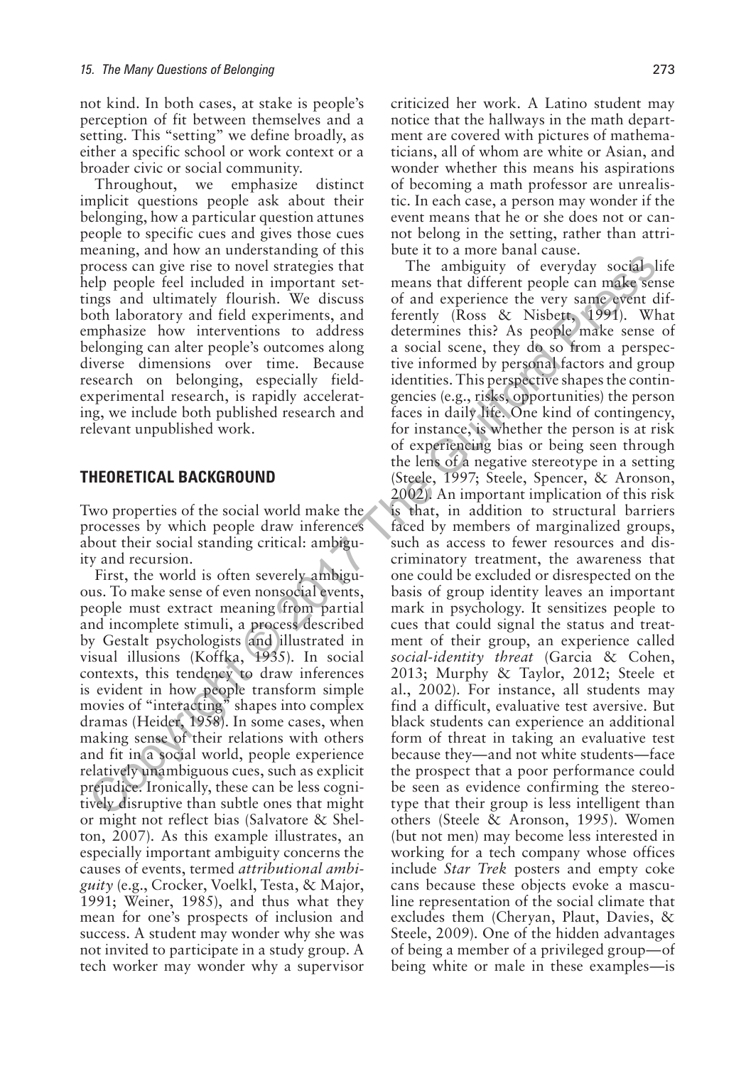not kind. In both cases, at stake is people's perception of fit between themselves and a setting. This "setting" we define broadly, as either a specific school or work context or a broader civic or social community.

Throughout, we emphasize distinct implicit questions people ask about their belonging, how a particular question attunes people to specific cues and gives those cues meaning, and how an understanding of this process can give rise to novel strategies that help people feel included in important settings and ultimately flourish. We discuss both laboratory and field experiments, and emphasize how interventions to address belonging can alter people's outcomes along diverse dimensions over time. Because research on belonging, especially field-experimental research, is rapidly accelerating, we include both published research and relevant unpublished work.

## THEORETICAL BACKGROUND

Two properties of the social world make the processes by which people draw inferences about their social standing critical: ambiguity and recursion.

First, the world is often severely ambiguous. To make sense of even nonsocial events, people must extract meaning from partial and incomplete stimuli, a process described by Gestalt psychologists and illustrated in visual illusions (Koffka, 1935). In social contexts, this tendency to draw inferences is evident in how people transform simple movies of "interacting" shapes into complex dramas (Heider, 1958). In some cases, when making sense of their relations with others and fit in a social world, people experience relatively unambiguous cues, such as explicit prejudice. Ironically, these can be less cognitively disruptive than subtle ones that might or might not reflect bias (Salvatore & Shelton, 2007). As this example illustrates, an especially important ambiguity concerns the causes of events, termed *attributional ambiguity* (e.g., Crocker, Voelkl, Testa, & Major, 1991; Weiner, 1985), and thus what they mean for one's prospects of inclusion and success. A student may wonder why she was not invited to participate in a study group. A tech worker may wonder why a supervisor criticized her work. A Latino student may notice that the hallways in the math department are covered with pictures of mathematicians, all of whom are white or Asian, and wonder whether this means his aspirations of becoming a math professor are unrealistic. In each case, a person may wonder if the event means that he or she does not or cannot belong in the setting, rather than attribute it to a more banal cause.

The ambiguity of everyday social life means that different people can make sense of and experience the very same event differently (Ross & Nisbett, 1991). What determines this? As people make sense of a social scene, they do so from a perspective informed by personal factors and group identities. This perspective shapes the contingencies (e.g., risks, opportunities) the person faces in daily life. One kind of contingency, for instance, is whether the person is at risk of experiencing bias or being seen through the lens of a negative stereotype in a setting (Steele, 1997; Steele, Spencer, & Aronson, 2002). An important implication of this risk is that, in addition to structural barriers faced by members of marginalized groups, such as access to fewer resources and discriminatory treatment, the awareness that one could be excluded or disrespected on the basis of group identity leaves an important mark in psychology. It sensitizes people to cues that could signal the status and treatment of their group, an experience called *social-identity threat* (Garcia & Cohen, 2013; Murphy & Taylor, 2012; Steele et al., 2002). For instance, all students may find a difficult, evaluative test aversive. But black students can experience an additional form of threat in taking an evaluative test because they—and not white students—face the prospect that a poor performance could be seen as evidence confirming the stereotype that their group is less intelligent than others (Steele & Aronson, 1995). Women (but not men) may become less interested in working for a tech company whose offices include *Star Trek* posters and empty coke cans because these objects evoke a masculine representation of the social climate that excludes them (Cheryan, Plaut, Davies, & Steele, 2009). One of the hidden advantages of being a member of a privileged group—of being white or male in these examples—is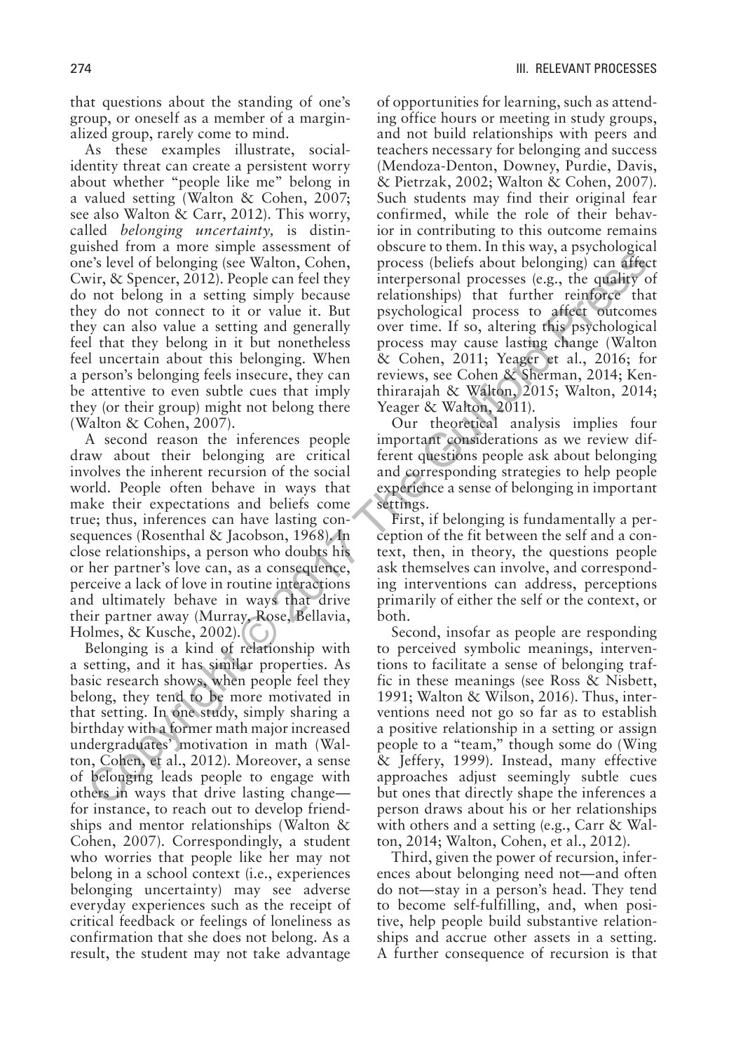that questions about the standing of one's group, or oneself as a member of a marginalized group, rarely come to mind.

As these examples illustrate, social-identity threat can create a persistent worry about whether "people like me" belong in a valued setting (Walton & Cohen, 2007; see also Walton & Carr, 2012). This worry, called *belonging uncertainty,* is distinguished from a more simple assessment of one's level of belonging (see Walton, Cohen, Cwir, & Spencer, 2012). People can feel they do not belong in a setting simply because they do not connect to it or value it. But they can also value a setting and generally feel that they belong in it but nonetheless feel uncertain about this belonging. When a person's belonging feels insecure, they can be attentive to even subtle cues that imply they (or their group) might not belong there (Walton & Cohen, 2007).

A second reason the inferences people draw about their belonging are critical involves the inherent recursion of the social world. People often behave in ways that make their expectations and beliefs come true; thus, inferences can have lasting consequences (Rosenthal & Jacobson, 1968). In close relationships, a person who doubts his or her partner's love can, as a consequence, perceive a lack of love in routine interactions and ultimately behave in ways that drive their partner away (Murray, Rose, Bellavia, Holmes, & Kusche, 2002).

Belonging is a kind of relationship with a setting, and it has similar properties. As basic research shows, when people feel they belong, they tend to be more motivated in that setting. In one study, simply sharing a birthday with a former math major increased undergraduates' motivation in math (Walton, Cohen, et al., 2012). Moreover, a sense of belonging leads people to engage with others in ways that drive lasting change—for instance, to reach out to develop friendships and mentor relationships (Walton & Cohen, 2007). Correspondingly, a student who worries that people like her may not belong in a school context (i.e., experiences belonging uncertainty) may see adverse everyday experiences such as the receipt of critical feedback or feelings of loneliness as confirmation that she does not belong. As a result, the student may not take advantage of opportunities for learning, such as attending office hours or meeting in study groups, and not build relationships with peers and teachers necessary for belonging and success (Mendoza-Denton, Downey, Purdie, Davis, & Pietrzak, 2002; Walton & Cohen, 2007). Such students may find their original fear confirmed, while the role of their behavior in contributing to this outcome remains obscure to them. In this way, a psychological process (beliefs about belonging) can affect interpersonal processes (e.g., the quality of relationships) that further reinforce that psychological process to affect outcomes over time. If so, altering this psychological process may cause lasting change (Walton & Cohen, 2011; Yeager et al., 2016; for reviews, see Cohen & Sherman, 2014; Kenthirarajah & Walton, 2015; Walton, 2014; Yeager & Walton, 2011).

Our theoretical analysis implies four important considerations as we review different questions people ask about belonging and corresponding strategies to help people experience a sense of belonging in important settings.

First, if belonging is fundamentally a perception of the fit between the self and a context, then, in theory, the questions people ask themselves can involve, and corresponding interventions can address, perceptions primarily of either the self or the context, or both.

Second, insofar as people are responding to perceived symbolic meanings, interventions to facilitate a sense of belonging traffic in these meanings (see Ross & Nisbett, 1991; Walton & Wilson, 2016). Thus, interventions need not go so far as to establish a positive relationship in a setting or assign people to a "team," though some do (Wing & Jeffery, 1999). Instead, many effective approaches adjust seemingly subtle cues but ones that directly shape the inferences a person draws about his or her relationships with others and a setting (e.g., Carr & Walton, 2014; Walton, Cohen, et al., 2012).

Third, given the power of recursion, inferences about belonging need not—and often do not—stay in a person's head. They tend to become self-fulfilling, and, when positive, help people build substantive relationships and accrue other assets in a setting. A further consequence of recursion is that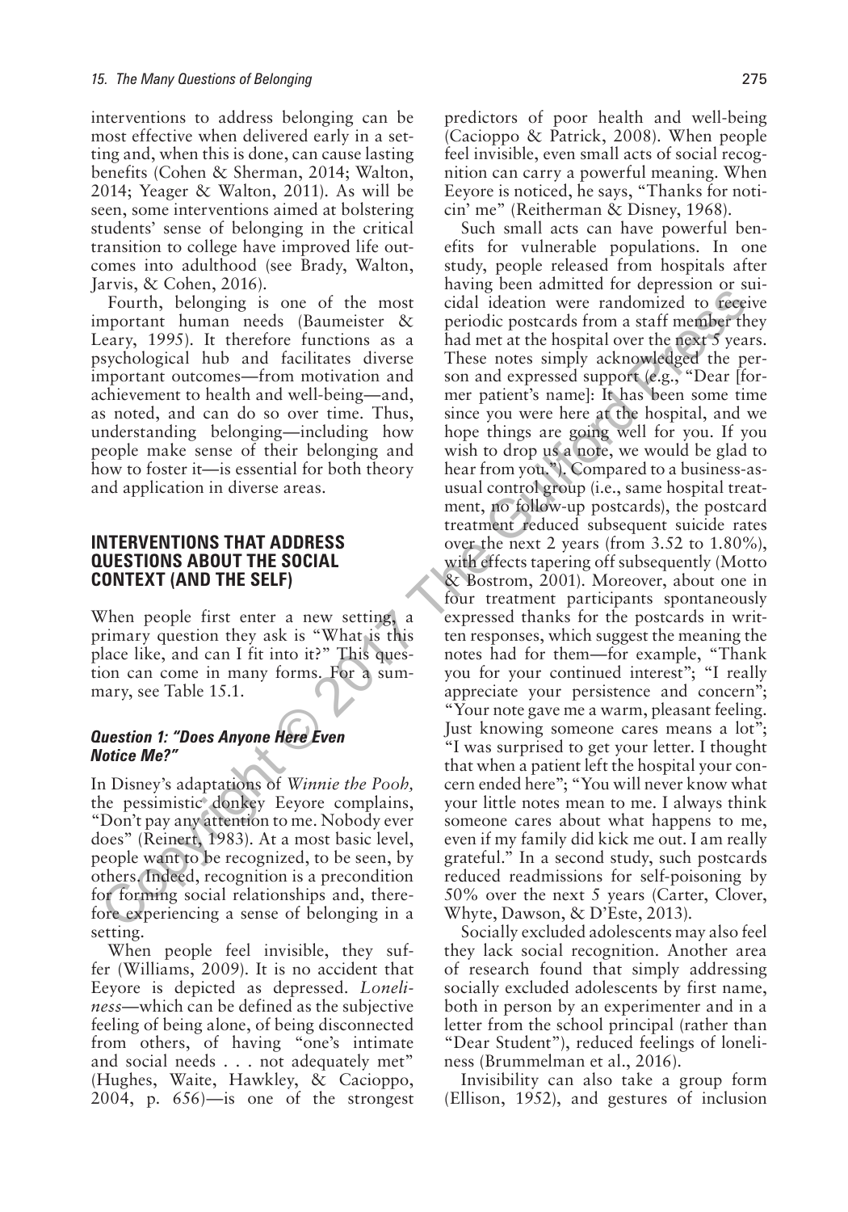interventions to address belonging can be most effective when delivered early in a setting and, when this is done, can cause lasting benefits (Cohen & Sherman, 2014; Walton, 2014; Yeager & Walton, 2011). As will be seen, some interventions aimed at bolstering students' sense of belonging in the critical transition to college have improved life outcomes into adulthood (see Brady, Walton, Jarvis, & Cohen, 2016).

Fourth, belonging is one of the most important human needs (Baumeister & Leary, 1995). It therefore functions as a psychological hub and facilitates diverse important outcomes—from motivation and achievement to health and well-being—and, as noted, and can do so over time. Thus, understanding belonging—including how people make sense of their belonging and how to foster it—is essential for both theory and application in diverse areas.

## INTERVENTIONS THAT ADDRESS QUESTIONS ABOUT THE SOCIAL CONTEXT (AND THE SELF)

When people first enter a new setting, a primary question they ask is "What is this place like, and can I fit into it?" This question can come in many forms. For a summary, see Table 15.1.

### *Question 1: "Does Anyone Here Even Notice Me?"*

In Disney's adaptations of *Winnie the Pooh,* the pessimistic donkey Eeyore complains, "Don't pay any attention to me. Nobody ever does" (Reinert, 1983). At a most basic level, people want to be recognized, to be seen, by others. Indeed, recognition is a precondition for forming social relationships and, therefore experiencing a sense of belonging in a setting.

When people feel invisible, they suffer (Williams, 2009). It is no accident that Eeyore is depicted as depressed. *Loneliness*—which can be defined as the subjective feeling of being alone, of being disconnected from others, of having "one's intimate and social needs . . . not adequately met" (Hughes, Waite, Hawkley, & Cacioppo, 2004, p. 656)—is one of the strongest predictors of poor health and well-being (Cacioppo & Patrick, 2008). When people feel invisible, even small acts of social recognition can carry a powerful meaning. When Eeyore is noticed, he says, "Thanks for noticin' me" (Reitherman & Disney, 1968).

Such small acts can have powerful benefits for vulnerable populations. In one study, people released from hospitals after having been admitted for depression or suicidal ideation were randomized to receive periodic postcards from a staff member they had met at the hospital over the next 5 years. These notes simply acknowledged the person and expressed support (e.g., "Dear [former patient's name]: It has been some time since you were here at the hospital, and we hope things are going well for you. If you wish to drop us a note, we would be glad to hear from you."). Compared to a business-as-usual control group (i.e., same hospital treatment, no follow-up postcards), the postcard treatment reduced subsequent suicide rates over the next 2 years (from 3.52 to 1.80%), with effects tapering off subsequently (Motto & Bostrom, 2001). Moreover, about one in four treatment participants spontaneously expressed thanks for the postcards in written responses, which suggest the meaning the notes had for them—for example, "Thank you for your continued interest"; "I really appreciate your persistence and concern"; "Your note gave me a warm, pleasant feeling. Just knowing someone cares means a lot"; "I was surprised to get your letter. I thought that when a patient left the hospital your concern ended here"; "You will never know what your little notes mean to me. I always think someone cares about what happens to me, even if my family did kick me out. I am really grateful." In a second study, such postcards reduced readmissions for self-poisoning by 50% over the next 5 years (Carter, Clover, Whyte, Dawson, & D'Este, 2013).

Socially excluded adolescents may also feel they lack social recognition. Another area of research found that simply addressing socially excluded adolescents by first name, both in person by an experimenter and in a letter from the school principal (rather than "Dear Student"), reduced feelings of loneliness (Brummelman et al., 2016).

Invisibility can also take a group form (Ellison, 1952), and gestures of inclusion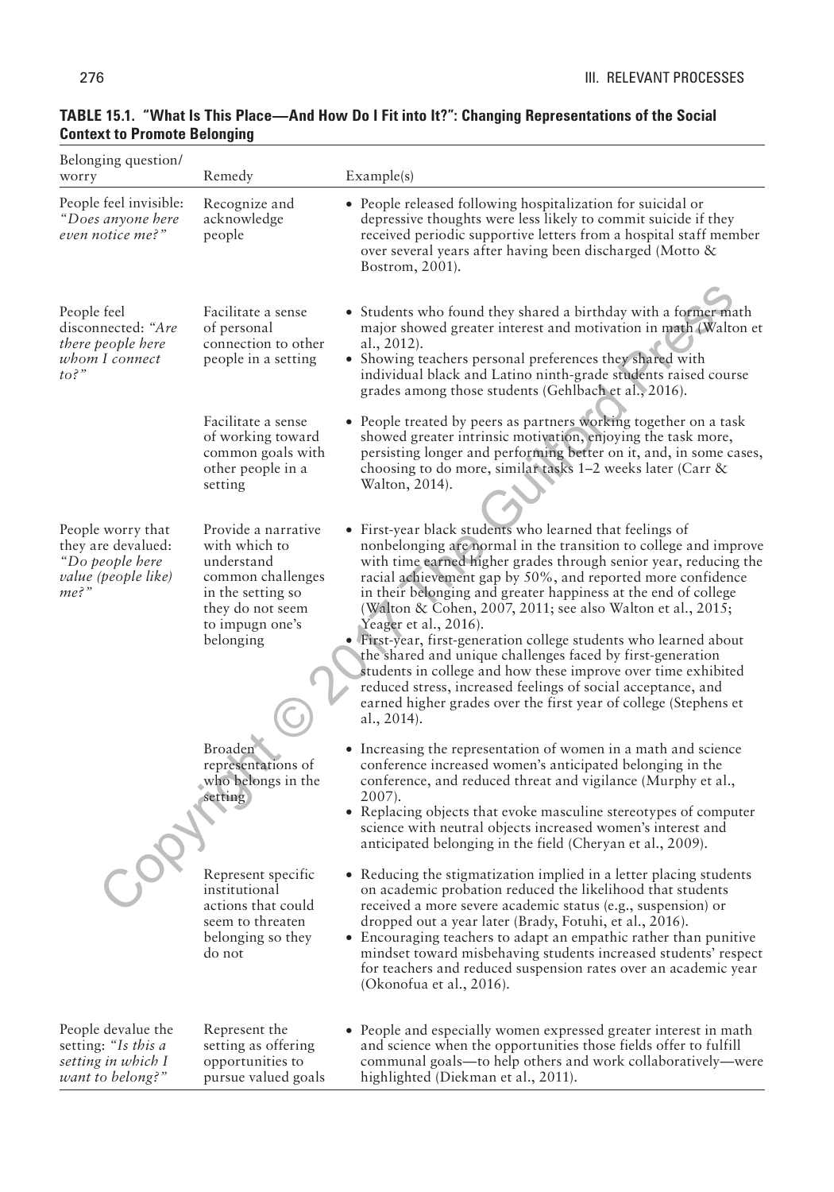**TABLE 15.1. "What Is This Place—And How Do I Fit into It?": Changing Representations of the Social Context to Promote Belonging**

| Belonging question/ worry | Remedy | Example(s) |
|---|---|---|
| People feel invisible: *"Does anyone here even notice me?"* | Recognize and acknowledge people | • People released following hospitalization for suicidal or depressive thoughts were less likely to commit suicide if they received periodic supportive letters from a hospital staff member over several years after having been discharged (Motto & Bostrom, 2001). |
| People feel disconnected: *"Are there people here whom I connect to?"* | Facilitate a sense of personal connection to other people in a setting | • Students who found they shared a birthday with a former math major showed greater interest and motivation in math (Walton et al., 2012).<br>• Showing teachers personal preferences they shared with individual black and Latino ninth-grade students raised course grades among those students (Gehlbach et al., 2016). |
| | Facilitate a sense of working toward common goals with other people in a setting | • People treated by peers as partners working together on a task showed greater intrinsic motivation, enjoying the task more, persisting longer and performing better on it, and, in some cases, choosing to do more, similar tasks 1–2 weeks later (Carr & Walton, 2014). |
| People worry that they are devalued: *"Do people here value (people like) me?"* | Provide a narrative with which to understand common challenges in the setting so they do not seem to impugn one's belonging | • First-year black students who learned that feelings of nonbelonging are normal in the transition to college and improve with time earned higher grades through senior year, reducing the racial achievement gap by 50%, and reported more confidence in their belonging and greater happiness at the end of college (Walton & Cohen, 2007, 2011; see also Walton et al., 2015; Yeager et al., 2016).<br>• First-year, first-generation college students who learned about the shared and unique challenges faced by first-generation students in college and how these improve over time exhibited reduced stress, increased feelings of social acceptance, and earned higher grades over the first year of college (Stephens et al., 2014). |
| | Broaden representations of who belongs in the setting | • Increasing the representation of women in a math and science conference increased women's anticipated belonging in the conference, and reduced threat and vigilance (Murphy et al., 2007).<br>• Replacing objects that evoke masculine stereotypes of computer science with neutral objects increased women's interest and anticipated belonging in the field (Cheryan et al., 2009). |
| | Represent specific institutional actions that could seem to threaten belonging so they do not | • Reducing the stigmatization implied in a letter placing students on academic probation reduced the likelihood that students received a more severe academic status (e.g., suspension) or dropped out a year later (Brady, Fotuhi, et al., 2016).<br>• Encouraging teachers to adapt an empathic rather than punitive mindset toward misbehaving students increased students' respect for teachers and reduced suspension rates over an academic year (Okonofua et al., 2016). |
| People devalue the setting: *"Is this a setting in which I want to belong?"* | Represent the setting as offering opportunities to pursue valued goals | • People and especially women expressed greater interest in math and science when the opportunities those fields offer to fulfill communal goals—to help others and work collaboratively—were highlighted (Diekman et al., 2011). |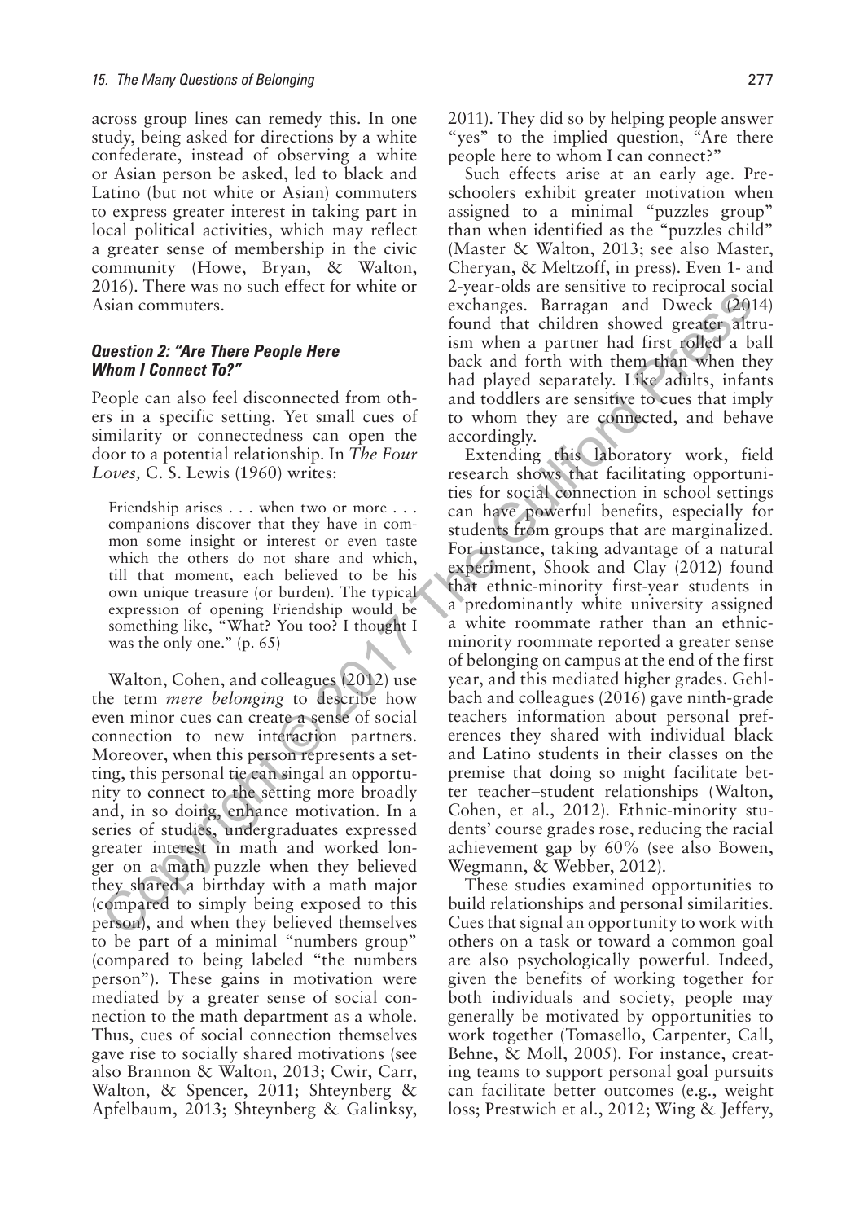across group lines can remedy this. In one study, being asked for directions by a white confederate, instead of observing a white or Asian person be asked, led to black and Latino (but not white or Asian) commuters to express greater interest in taking part in local political activities, which may reflect a greater sense of membership in the civic community (Howe, Bryan, & Walton, 2016). There was no such effect for white or Asian commuters.

### *Question 2: "Are There People Here Whom I Connect To?"*

People can also feel disconnected from others in a specific setting. Yet small cues of similarity or connectedness can open the door to a potential relationship. In *The Four Loves,* C. S. Lewis (1960) writes:

> Friendship arises . . . when two or more . . . companions discover that they have in common some insight or interest or even taste which the others do not share and which, till that moment, each believed to be his own unique treasure (or burden). The typical expression of opening Friendship would be something like, "What? You too? I thought I was the only one." (p. 65)

Walton, Cohen, and colleagues (2012) use the term *mere belonging* to describe how even minor cues can create a sense of social connection to new interaction partners. Moreover, when this person represents a setting, this personal tie can singal an opportunity to connect to the setting more broadly and, in so doing, enhance motivation. In a series of studies, undergraduates expressed greater interest in math and worked longer on a math puzzle when they believed they shared a birthday with a math major (compared to simply being exposed to this person), and when they believed themselves to be part of a minimal "numbers group" (compared to being labeled "the numbers person"). These gains in motivation were mediated by a greater sense of social connection to the math department as a whole. Thus, cues of social connection themselves gave rise to socially shared motivations (see also Brannon & Walton, 2013; Cwir, Carr, Walton, & Spencer, 2011; Shteynberg & Apfelbaum, 2013; Shteynberg & Galinksy, 2011). They did so by helping people answer "yes" to the implied question, "Are there people here to whom I can connect?"

Such effects arise at an early age. Preschoolers exhibit greater motivation when assigned to a minimal "puzzles group" than when identified as the "puzzles child" (Master & Walton, 2013; see also Master, Cheryan, & Meltzoff, in press). Even 1- and 2-year-olds are sensitive to reciprocal social exchanges. Barragan and Dweck (2014) found that children showed greater altruism when a partner had first rolled a ball back and forth with them than when they had played separately. Like adults, infants and toddlers are sensitive to cues that imply to whom they are connected, and behave accordingly.

Extending this laboratory work, field research shows that facilitating opportunities for social connection in school settings can have powerful benefits, especially for students from groups that are marginalized. For instance, taking advantage of a natural experiment, Shook and Clay (2012) found that ethnic-minority first-year students in a predominantly white university assigned a white roommate rather than an ethnic-minority roommate reported a greater sense of belonging on campus at the end of the first year, and this mediated higher grades. Gehlbach and colleagues (2016) gave ninth-grade teachers information about personal preferences they shared with individual black and Latino students in their classes on the premise that doing so might facilitate better teacher–student relationships (Walton, Cohen, et al., 2012). Ethnic-minority students' course grades rose, reducing the racial achievement gap by 60% (see also Bowen, Wegmann, & Webber, 2012).

These studies examined opportunities to build relationships and personal similarities. Cues that signal an opportunity to work with others on a task or toward a common goal are also psychologically powerful. Indeed, given the benefits of working together for both individuals and society, people may generally be motivated by opportunities to work together (Tomasello, Carpenter, Call, Behne, & Moll, 2005). For instance, creating teams to support personal goal pursuits can facilitate better outcomes (e.g., weight loss; Prestwich et al., 2012; Wing & Jeffery,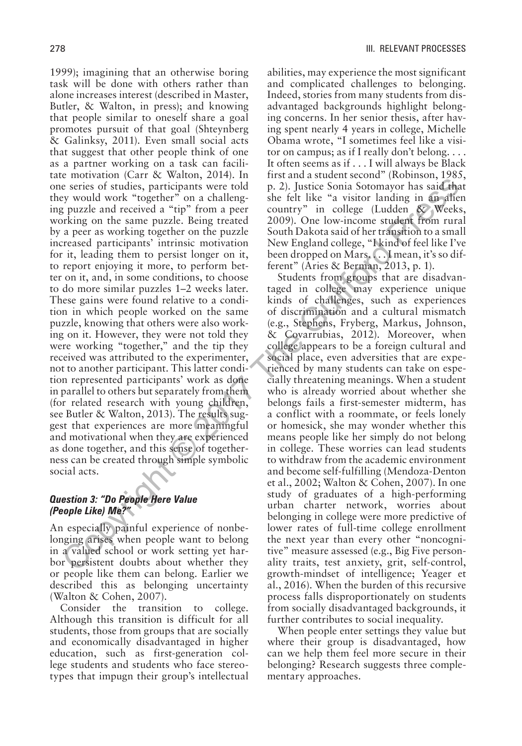1999); imagining that an otherwise boring task will be done with others rather than alone increases interest (described in Master, Butler, & Walton, in press); and knowing that people similar to oneself share a goal promotes pursuit of that goal (Shteynberg & Galinksy, 2011). Even small social acts that suggest that other people think of one as a partner working on a task can facilitate motivation (Carr & Walton, 2014). In one series of studies, participants were told they would work "together" on a challenging puzzle and received a "tip" from a peer working on the same puzzle. Being treated by a peer as working together on the puzzle increased participants' intrinsic motivation for it, leading them to persist longer on it, to report enjoying it more, to perform better on it, and, in some conditions, to choose to do more similar puzzles 1–2 weeks later. These gains were found relative to a condition in which people worked on the same puzzle, knowing that others were also working on it. However, they were not told they were working "together," and the tip they received was attributed to the experimenter, not to another participant. This latter condition represented participants' work as done in parallel to others but separately from them (for related research with young children, see Butler & Walton, 2013). The results suggest that experiences are more meaningful and motivational when they are experienced as done together, and this sense of togetherness can be created through simple symbolic social acts.

### *Question 3: "Do People Here Value (People Like) Me?"*

An especially painful experience of nonbelonging arises when people want to belong in a valued school or work setting yet harbor persistent doubts about whether they or people like them can belong. Earlier we described this as belonging uncertainty (Walton & Cohen, 2007).

Consider the transition to college. Although this transition is difficult for all students, those from groups that are socially and economically disadvantaged in higher education, such as first-generation college students and students who face stereotypes that impugn their group's intellectual abilities, may experience the most significant and complicated challenges to belonging. Indeed, stories from many students from disadvantaged backgrounds highlight belonging concerns. In her senior thesis, after having spent nearly 4 years in college, Michelle Obama wrote, "I sometimes feel like a visitor on campus; as if I really don't belong. . . . It often seems as if . . . I will always be Black first and a student second" (Robinson, 1985, p. 2). Justice Sonia Sotomayor has said that she felt like "a visitor landing in an alien country" in college (Ludden & Weeks, 2009). One low-income student from rural South Dakota said of her transition to a small New England college, "I kind of feel like I've been dropped on Mars. . . . I mean, it's so different" (Aries & Berman, 2013, p. 1).

Students from groups that are disadvantaged in college may experience unique kinds of challenges, such as experiences of discrimination and a cultural mismatch (e.g., Stephens, Fryberg, Markus, Johnson, & Covarrubias, 2012). Moreover, when college appears to be a foreign cultural and social place, even adversities that are experienced by many students can take on especially threatening meanings. When a student who is already worried about whether she belongs fails a first-semester midterm, has a conflict with a roommate, or feels lonely or homesick, she may wonder whether this means people like her simply do not belong in college. These worries can lead students to withdraw from the academic environment and become self-fulfilling (Mendoza-Denton et al., 2002; Walton & Cohen, 2007). In one study of graduates of a high-performing urban charter network, worries about belonging in college were more predictive of lower rates of full-time college enrollment the next year than every other "noncognitive" measure assessed (e.g., Big Five personality traits, test anxiety, grit, self-control, growth-mindset of intelligence; Yeager et al., 2016). When the burden of this recursive process falls disproportionately on students from socially disadvantaged backgrounds, it further contributes to social inequality.

When people enter settings they value but where their group is disadvantaged, how can we help them feel more secure in their belonging? Research suggests three complementary approaches.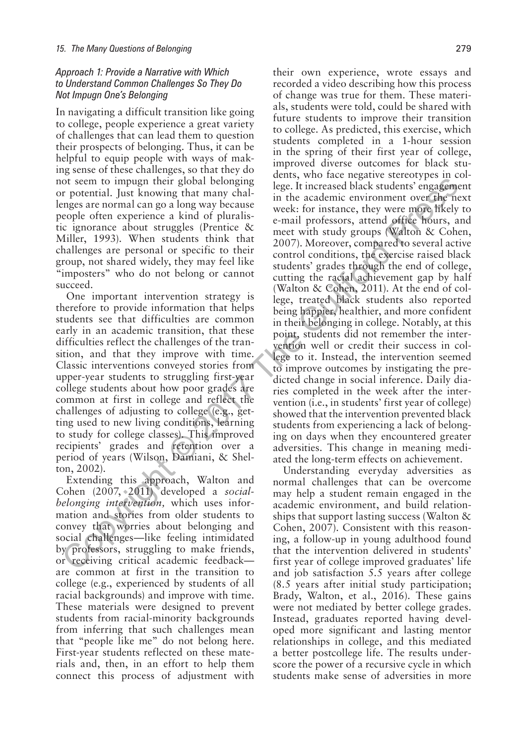### Approach 1: Provide a Narrative with Which to Understand Common Challenges So They Do Not Impugn One's Belonging

In navigating a difficult transition like going to college, people experience a great variety of challenges that can lead them to question their prospects of belonging. Thus, it can be helpful to equip people with ways of making sense of these challenges, so that they do not seem to impugn their global belonging or potential. Just knowing that many challenges are normal can go a long way because people often experience a kind of pluralistic ignorance about struggles (Prentice & Miller, 1993). When students think that challenges are personal or specific to their group, not shared widely, they may feel like "imposters" who do not belong or cannot succeed.

One important intervention strategy is therefore to provide information that helps students see that difficulties are common early in an academic transition, that these difficulties reflect the challenges of the transition, and that they improve with time. Classic interventions conveyed stories from upper-year students to struggling first-year college students about how poor grades are common at first in college and reflect the challenges of adjusting to college (e.g., getting used to new living conditions, learning to study for college classes). This improved recipients' grades and retention over a period of years (Wilson, Damiani, & Shelton, 2002).

Extending this approach, Walton and Cohen (2007, 2011) developed a *social-belonging intervention*, which uses information and stories from older students to convey that worries about belonging and social challenges—like feeling intimidated by professors, struggling to make friends, or receiving critical academic feedback—are common at first in the transition to college (e.g., experienced by students of all racial backgrounds) and improve with time. These materials were designed to prevent students from racial-minority backgrounds from inferring that such challenges mean that "people like me" do not belong here. First-year students reflected on these materials and, then, in an effort to help them connect this process of adjustment with their own experience, wrote essays and recorded a video describing how this process of change was true for them. These materials, students were told, could be shared with future students to improve their transition to college. As predicted, this exercise, which students completed in a 1-hour session in the spring of their first year of college, improved diverse outcomes for black students, who face negative stereotypes in college. It increased black students' engagement in the academic environment over the next week: for instance, they were more likely to e-mail professors, attend office hours, and meet with study groups (Walton & Cohen, 2007). Moreover, compared to several active control conditions, the exercise raised black students' grades through the end of college, cutting the racial achievement gap by half (Walton & Cohen, 2011). At the end of college, treated black students also reported being happier, healthier, and more confident in their belonging in college. Notably, at this point, students did not remember the intervention well or credit their success in college to it. Instead, the intervention seemed to improve outcomes by instigating the predicted change in social inference. Daily diaries completed in the week after the intervention (i.e., in students' first year of college) showed that the intervention prevented black students from experiencing a lack of belonging on days when they encountered greater adversities. This change in meaning mediated the long-term effects on achievement.

Understanding everyday adversities as normal challenges that can be overcome may help a student remain engaged in the academic environment, and build relationships that support lasting success (Walton & Cohen, 2007). Consistent with this reasoning, a follow-up in young adulthood found that the intervention delivered in students' first year of college improved graduates' life and job satisfaction 5.5 years after college (8.5 years after initial study participation; Brady, Walton, et al., 2016). These gains were not mediated by better college grades. Instead, graduates reported having developed more significant and lasting mentor relationships in college, and this mediated a better postcollege life. The results underscore the power of a recursive cycle in which students make sense of adversities in more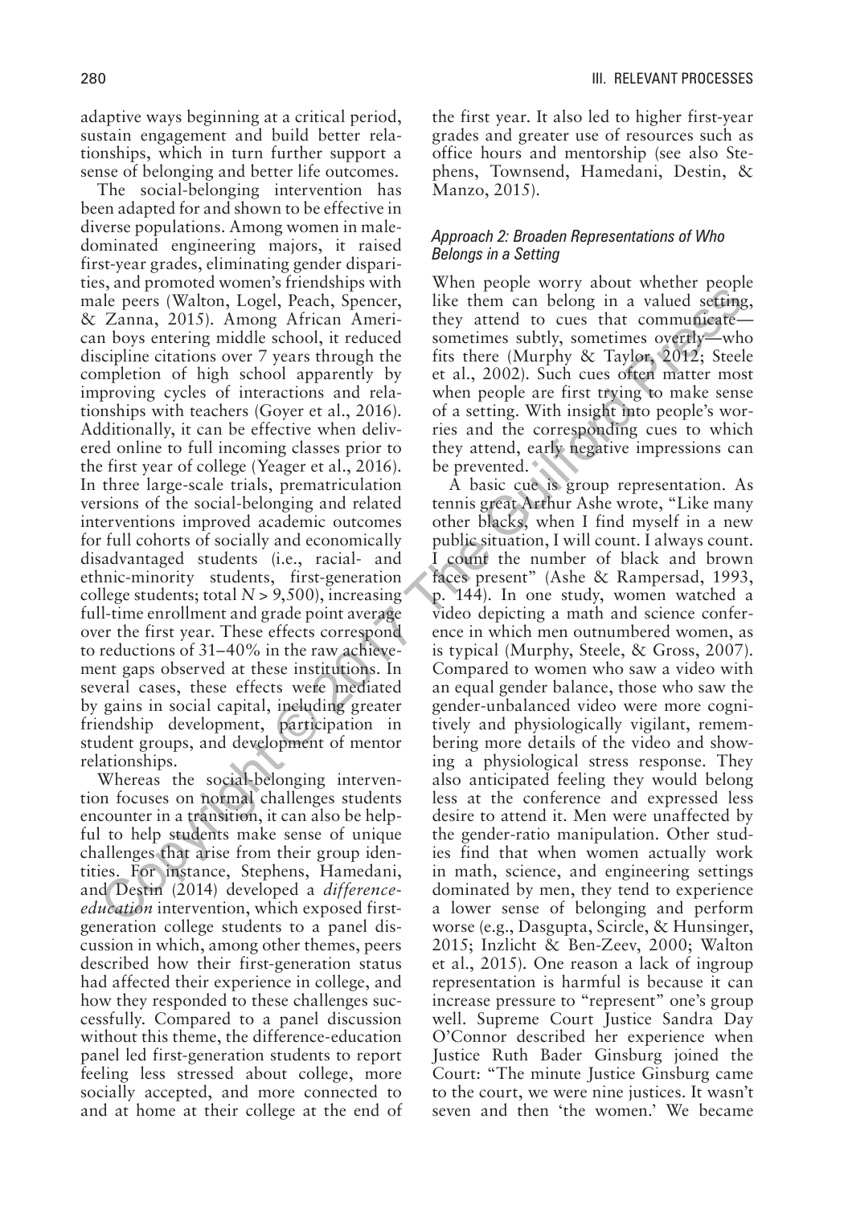adaptive ways beginning at a critical period, sustain engagement and build better relationships, which in turn further support a sense of belonging and better life outcomes.

The social-belonging intervention has been adapted for and shown to be effective in diverse populations. Among women in male-dominated engineering majors, it raised first-year grades, eliminating gender disparities, and promoted women's friendships with male peers (Walton, Logel, Peach, Spencer, & Zanna, 2015). Among African American boys entering middle school, it reduced discipline citations over 7 years through the completion of high school apparently by improving cycles of interactions and relationships with teachers (Goyer et al., 2016). Additionally, it can be effective when delivered online to full incoming classes prior to the first year of college (Yeager et al., 2016). In three large-scale trials, prematriculation versions of the social-belonging and related interventions improved academic outcomes for full cohorts of socially and economically disadvantaged students (i.e., racial- and ethnic-minority students, first-generation college students; total $N > 9,500$), increasing full-time enrollment and grade point average over the first year. These effects correspond to reductions of 31–40% in the raw achievement gaps observed at these institutions. In several cases, these effects were mediated by gains in social capital, including greater friendship development, participation in student groups, and development of mentor relationships.

Whereas the social-belonging intervention focuses on normal challenges students encounter in a transition, it can also be helpful to help students make sense of unique challenges that arise from their group identities. For instance, Stephens, Hamedani, and Destin (2014) developed a *difference-education* intervention, which exposed first-generation college students to a panel discussion in which, among other themes, peers described how their first-generation status had affected their experience in college, and how they responded to these challenges successfully. Compared to a panel discussion without this theme, the difference-education panel led first-generation students to report feeling less stressed about college, more socially accepted, and more connected to and at home at their college at the end of the first year. It also led to higher first-year grades and greater use of resources such as office hours and mentorship (see also Stephens, Townsend, Hamedani, Destin, & Manzo, 2015).

### *Approach 2: Broaden Representations of Who Belongs in a Setting*

When people worry about whether people like them can belong in a valued setting, they attend to cues that communicate—sometimes subtly, sometimes overtly—who fits there (Murphy & Taylor, 2012; Steele et al., 2002). Such cues often matter most when people are first trying to make sense of a setting. With insight into people's worries and the corresponding cues to which they attend, early negative impressions can be prevented.

A basic cue is group representation. As tennis great Arthur Ashe wrote, "Like many other blacks, when I find myself in a new public situation, I will count. I always count. I count the number of black and brown faces present" (Ashe & Rampersad, 1993, p. 144). In one study, women watched a video depicting a math and science conference in which men outnumbered women, as is typical (Murphy, Steele, & Gross, 2007). Compared to women who saw a video with an equal gender balance, those who saw the gender-unbalanced video were more cognitively and physiologically vigilant, remembering more details of the video and showing a physiological stress response. They also anticipated feeling they would belong less at the conference and expressed less desire to attend it. Men were unaffected by the gender-ratio manipulation. Other studies find that when women actually work in math, science, and engineering settings dominated by men, they tend to experience a lower sense of belonging and perform worse (e.g., Dasgupta, Scircle, & Hunsinger, 2015; Inzlicht & Ben-Zeev, 2000; Walton et al., 2015). One reason a lack of ingroup representation is harmful is because it can increase pressure to "represent" one's group well. Supreme Court Justice Sandra Day O'Connor described her experience when Justice Ruth Bader Ginsburg joined the Court: "The minute Justice Ginsburg came to the court, we were nine justices. It wasn't seven and then 'the women.' We became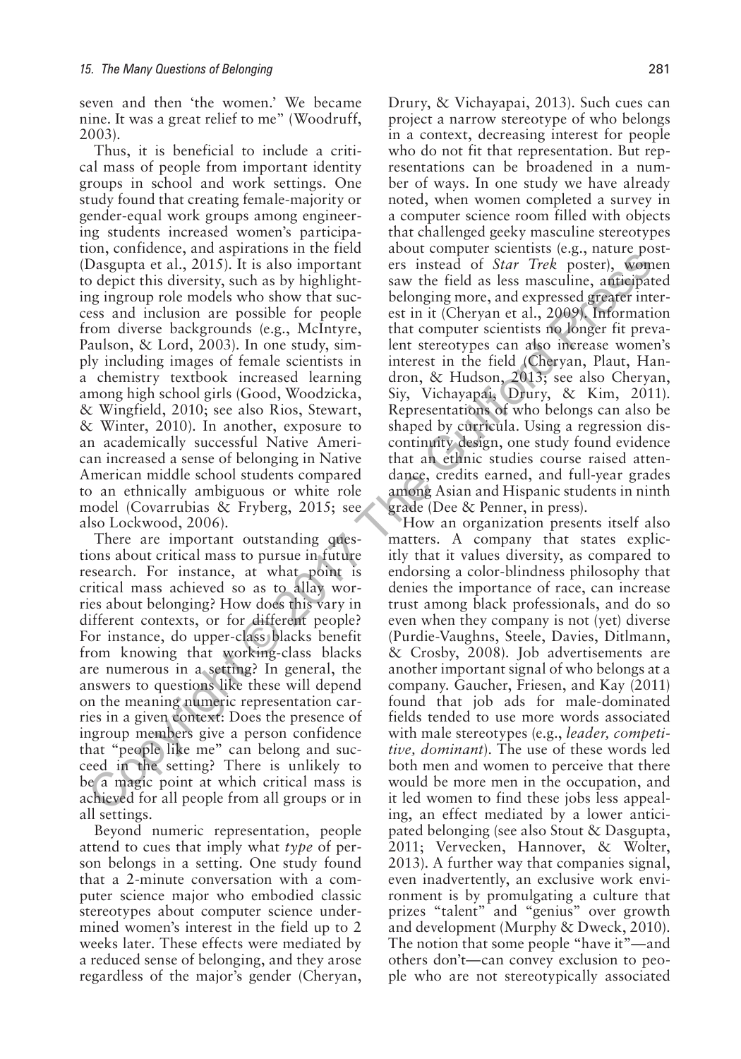seven and then 'the women.' We became nine. It was a great relief to me" (Woodruff, 2003).

Thus, it is beneficial to include a critical mass of people from important identity groups in school and work settings. One study found that creating female-majority or gender-equal work groups among engineering students increased women's participation, confidence, and aspirations in the field (Dasgupta et al., 2015). It is also important to depict this diversity, such as by highlighting ingroup role models who show that success and inclusion are possible for people from diverse backgrounds (e.g., McIntyre, Paulson, & Lord, 2003). In one study, simply including images of female scientists in a chemistry textbook increased learning among high school girls (Good, Woodzicka, & Wingfield, 2010; see also Rios, Stewart, & Winter, 2010). In another, exposure to an academically successful Native American increased a sense of belonging in Native American middle school students compared to an ethnically ambiguous or white role model (Covarrubias & Fryberg, 2015; see also Lockwood, 2006).

There are important outstanding questions about critical mass to pursue in future research. For instance, at what point is critical mass achieved so as to allay worries about belonging? How does this vary in different contexts, or for different people? For instance, do upper-class blacks benefit from knowing that working-class blacks are numerous in a setting? In general, the answers to questions like these will depend on the meaning numeric representation carries in a given context: Does the presence of ingroup members give a person confidence that "people like me" can belong and succeed in the setting? There is unlikely to be a magic point at which critical mass is achieved for all people from all groups or in all settings.

Beyond numeric representation, people attend to cues that imply what *type* of person belongs in a setting. One study found that a 2-minute conversation with a computer science major who embodied classic stereotypes about computer science undermined women's interest in the field up to 2 weeks later. These effects were mediated by a reduced sense of belonging, and they arose regardless of the major's gender (Cheryan, Drury, & Vichayapai, 2013). Such cues can project a narrow stereotype of who belongs in a context, decreasing interest for people who do not fit that representation. But representations can be broadened in a number of ways. In one study we have already noted, when women completed a survey in a computer science room filled with objects that challenged geeky masculine stereotypes about computer scientists (e.g., nature posters instead of *Star Trek* poster), women saw the field as less masculine, anticipated belonging more, and expressed greater interest in it (Cheryan et al., 2009). Information that computer scientists no longer fit prevalent stereotypes can also increase women's interest in the field (Cheryan, Plaut, Handron, & Hudson, 2013; see also Cheryan, Siy, Vichayapai, Drury, & Kim, 2011). Representations of who belongs can also be shaped by curricula. Using a regression discontinuity design, one study found evidence that an ethnic studies course raised attendance, credits earned, and full-year grades among Asian and Hispanic students in ninth grade (Dee & Penner, in press).

How an organization presents itself also matters. A company that states explicitly that it values diversity, as compared to endorsing a color-blindness philosophy that denies the importance of race, can increase trust among black professionals, and do so even when they company is not (yet) diverse (Purdie-Vaughns, Steele, Davies, Ditlmann, & Crosby, 2008). Job advertisements are another important signal of who belongs at a company. Gaucher, Friesen, and Kay (2011) found that job ads for male-dominated fields tended to use more words associated with male stereotypes (e.g., *leader, competitive, dominant*). The use of these words led both men and women to perceive that there would be more men in the occupation, and it led women to find these jobs less appealing, an effect mediated by a lower anticipated belonging (see also Stout & Dasgupta, 2011; Vervecken, Hannover, & Wolter, 2013). A further way that companies signal, even inadvertently, an exclusive work environment is by promulgating a culture that prizes "talent" and "genius" over growth and development (Murphy & Dweck, 2010). The notion that some people "have it"—and others don't—can convey exclusion to people who are not stereotypically associated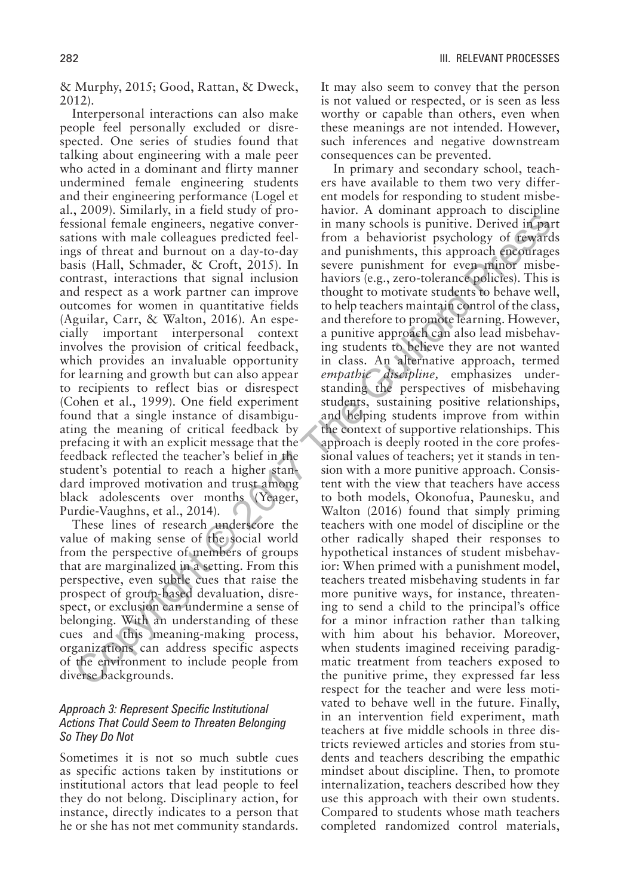& Murphy, 2015; Good, Rattan, & Dweck, 2012).

Interpersonal interactions can also make people feel personally excluded or disrespected. One series of studies found that talking about engineering with a male peer who acted in a dominant and flirty manner undermined female engineering students and their engineering performance (Logel et al., 2009). Similarly, in a field study of professional female engineers, negative conversations with male colleagues predicted feelings of threat and burnout on a day-to-day basis (Hall, Schmader, & Croft, 2015). In contrast, interactions that signal inclusion and respect as a work partner can improve outcomes for women in quantitative fields (Aguilar, Carr, & Walton, 2016). An especially important interpersonal context involves the provision of critical feedback, which provides an invaluable opportunity for learning and growth but can also appear to recipients to reflect bias or disrespect (Cohen et al., 1999). One field experiment found that a single instance of disambiguating the meaning of critical feedback by prefacing it with an explicit message that the feedback reflected the teacher's belief in the student's potential to reach a higher standard improved motivation and trust among black adolescents over months (Yeager, Purdie-Vaughns, et al., 2014).

These lines of research underscore the value of making sense of the social world from the perspective of members of groups that are marginalized in a setting. From this perspective, even subtle cues that raise the prospect of group-based devaluation, disrespect, or exclusion can undermine a sense of belonging. With an understanding of these cues and this meaning-making process, organizations can address specific aspects of the environment to include people from diverse backgrounds.

### *Approach 3: Represent Specific Institutional Actions That Could Seem to Threaten Belonging So They Do Not*

Sometimes it is not so much subtle cues as specific actions taken by institutions or institutional actors that lead people to feel they do not belong. Disciplinary action, for instance, directly indicates to a person that he or she has not met community standards. It may also seem to convey that the person is not valued or respected, or is seen as less worthy or capable than others, even when these meanings are not intended. However, such inferences and negative downstream consequences can be prevented.

In primary and secondary school, teachers have available to them two very different models for responding to student misbehavior. A dominant approach to discipline in many schools is punitive. Derived in part from a behaviorist psychology of rewards and punishments, this approach encourages severe punishment for even minor misbehaviors (e.g., zero-tolerance policies). This is thought to motivate students to behave well, to help teachers maintain control of the class, and therefore to promote learning. However, a punitive approach can also lead misbehaving students to believe they are not wanted in class. An alternative approach, termed *empathic discipline,* emphasizes understanding the perspectives of misbehaving students, sustaining positive relationships, and helping students improve from within the context of supportive relationships. This approach is deeply rooted in the core professional values of teachers; yet it stands in tension with a more punitive approach. Consistent with the view that teachers have access to both models, Okonofua, Paunesku, and Walton (2016) found that simply priming teachers with one model of discipline or the other radically shaped their responses to hypothetical instances of student misbehavior: When primed with a punishment model, teachers treated misbehaving students in far more punitive ways, for instance, threatening to send a child to the principal's office for a minor infraction rather than talking with him about his behavior. Moreover, when students imagined receiving paradigmatic treatment from teachers exposed to the punitive prime, they expressed far less respect for the teacher and were less motivated to behave well in the future. Finally, in an intervention field experiment, math teachers at five middle schools in three districts reviewed articles and stories from students and teachers describing the empathic mindset about discipline. Then, to promote internalization, teachers described how they use this approach with their own students. Compared to students whose math teachers completed randomized control materials,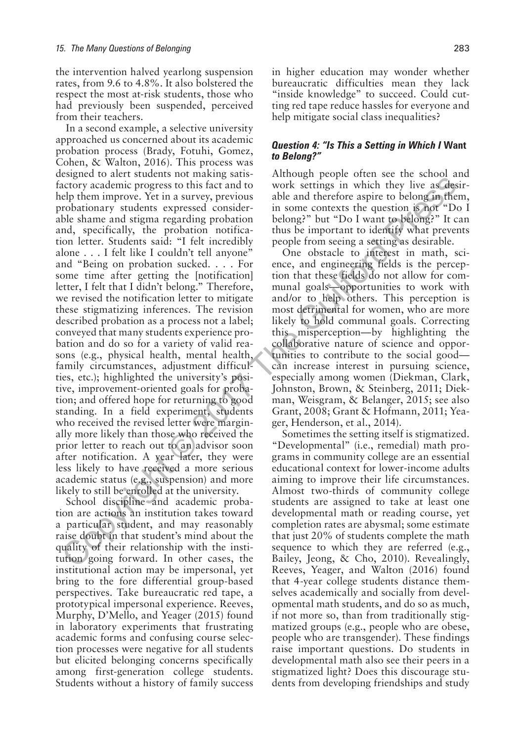the intervention halved yearlong suspension rates, from 9.6 to 4.8%. It also bolstered the respect the most at-risk students, those who had previously been suspended, perceived from their teachers.

In a second example, a selective university approached us concerned about its academic probation process (Brady, Fotuhi, Gomez, Cohen, & Walton, 2016). This process was designed to alert students not making satisfactory academic progress to this fact and to help them improve. Yet in a survey, previous probationary students expressed considerable shame and stigma regarding probation and, specifically, the probation notification letter. Students said: "I felt incredibly alone . . . I felt like I couldn't tell anyone" and "Being on probation sucked. . . . For some time after getting the [notification] letter, I felt that I didn't belong." Therefore, we revised the notification letter to mitigate these stigmatizing inferences. The revision described probation as a process not a label; conveyed that many students experience probation and do so for a variety of valid reasons (e.g., physical health, mental health, family circumstances, adjustment difficulties, etc.); highlighted the university's positive, improvement-oriented goals for probation; and offered hope for returning to good standing. In a field experiment, students who received the revised letter were marginally more likely than those who received the prior letter to reach out to an advisor soon after notification. A year later, they were less likely to have received a more serious academic status (e.g., suspension) and more likely to still be enrolled at the university.

School discipline and academic probation are actions an institution takes toward a particular student, and may reasonably raise doubt in that student's mind about the quality of their relationship with the institution going forward. In other cases, the institutional action may be impersonal, yet bring to the fore differential group-based perspectives. Take bureaucratic red tape, a prototypical impersonal experience. Reeves, Murphy, D'Mello, and Yeager (2015) found in laboratory experiments that frustrating academic forms and confusing course selection processes were negative for all students but elicited belonging concerns specifically among first-generation college students. Students without a history of family success in higher education may wonder whether bureaucratic difficulties mean they lack "inside knowledge" to succeed. Could cutting red tape reduce hassles for everyone and help mitigate social class inequalities?

### *Question 4: "Is This a Setting in Which I* **Want** *to Belong?"*

Although people often see the school and work settings in which they live as desirable and therefore aspire to belong in them, in some contexts the question is not "Do I belong?" but "Do I want to belong?" It can thus be important to identify what prevents people from seeing a setting as desirable.

One obstacle to interest in math, science, and engineering fields is the perception that these fields do not allow for communal goals—opportunities to work with and/or to help others. This perception is most detrimental for women, who are more likely to hold communal goals. Correcting this misperception—by highlighting the collaborative nature of science and opportunities to contribute to the social good—can increase interest in pursuing science, especially among women (Diekman, Clark, Johnston, Brown, & Steinberg, 2011; Diekman, Weisgram, & Belanger, 2015; see also Grant, 2008; Grant & Hofmann, 2011; Yeager, Henderson, et al., 2014).

Sometimes the setting itself is stigmatized. "Developmental" (i.e., remedial) math programs in community college are an essential educational context for lower-income adults aiming to improve their life circumstances. Almost two-thirds of community college students are assigned to take at least one developmental math or reading course, yet completion rates are abysmal; some estimate that just 20% of students complete the math sequence to which they are referred (e.g., Bailey, Jeong, & Cho, 2010). Revealingly, Reeves, Yeager, and Walton (2016) found that 4-year college students distance themselves academically and socially from developmental math students, and do so as much, if not more so, than from traditionally stigmatized groups (e.g., people who are obese, people who are transgender). These findings raise important questions. Do students in developmental math also see their peers in a stigmatized light? Does this discourage students from developing friendships and study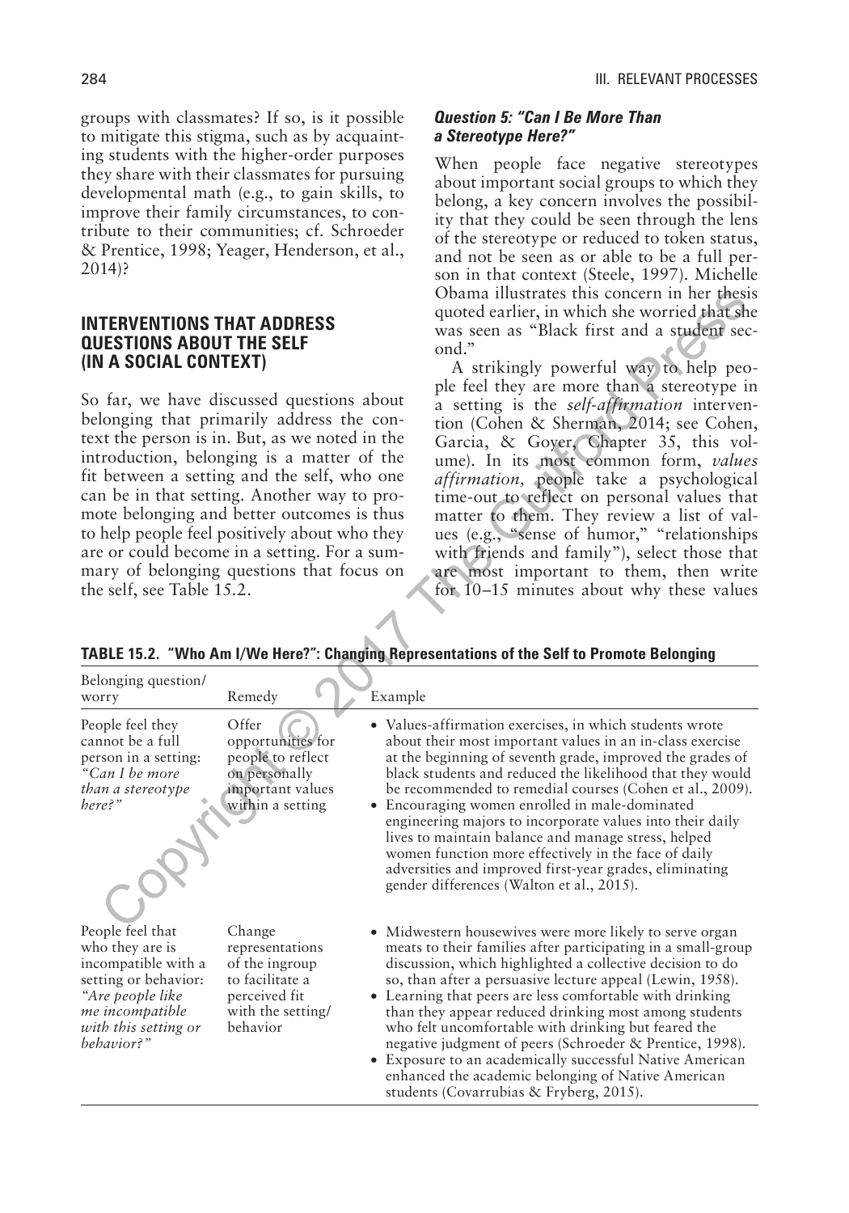groups with classmates? If so, is it possible to mitigate this stigma, such as by acquainting students with the higher-order purposes they share with their classmates for pursuing developmental math (e.g., to gain skills, to improve their family circumstances, to contribute to their communities; cf. Schroeder & Prentice, 1998; Yeager, Henderson, et al., 2014)?

## INTERVENTIONS THAT ADDRESS QUESTIONS ABOUT THE SELF (IN A SOCIAL CONTEXT)

So far, we have discussed questions about belonging that primarily address the context the person is in. But, as we noted in the introduction, belonging is a matter of the fit between a setting and the self, who one can be in that setting. Another way to promote belonging and better outcomes is thus to help people feel positively about who they are or could become in a setting. For a summary of belonging questions that focus on the self, see Table 15.2.

### *Question 5: "Can I Be More Than a Stereotype Here?"*

When people face negative stereotypes about important social groups to which they belong, a key concern involves the possibility that they could be seen through the lens of the stereotype or reduced to token status, and not be seen as or able to be a full person in that context (Steele, 1997). Michelle Obama illustrates this concern in her thesis quoted earlier, in which she worried that she was seen as "Black first and a student second."

A strikingly powerful way to help people feel they are more than a stereotype in a setting is the *self-affirmation* intervention (Cohen & Sherman, 2014; see Cohen, Garcia, & Goyer, Chapter 35, this volume). In its most common form, *values affirmation,* people take a psychological time-out to reflect on personal values that matter to them. They review a list of values (e.g., "sense of humor," "relationships with friends and family"), select those that are most important to them, then write for 10–15 minutes about why these values

**TABLE 15.2. "Who Am I/We Here?": Changing Representations of the Self to Promote Belonging**

| Belonging question/ worry | Remedy | Example |
|---|---|---|
| People feel they cannot be a full person in a setting: *"Can I be more than a stereotype here?"* | Offer opportunities for people to reflect on personally important values within a setting | • Values-affirmation exercises, in which students wrote about their most important values in an in-class exercise at the beginning of seventh grade, improved the grades of black students and reduced the likelihood that they would be recommended to remedial courses (Cohen et al., 2009).<br>• Encouraging women enrolled in male-dominated engineering majors to incorporate values into their daily lives to maintain balance and manage stress, helped women function more effectively in the face of daily adversities and improved first-year grades, eliminating gender differences (Walton et al., 2015). |
| People feel that who they are is incompatible with a setting or behavior: *"Are people like me incompatible with this setting or behavior?"* | Change representations of the ingroup to facilitate a perceived fit with the setting/ behavior | • Midwestern housewives were more likely to serve organ meats to their families after participating in a small-group discussion, which highlighted a collective decision to do so, than after a persuasive lecture appeal (Lewin, 1958).<br>• Learning that peers are less comfortable with drinking than they appear reduced drinking most among students who felt uncomfortable with drinking but feared the negative judgment of peers (Schroeder & Prentice, 1998).<br>• Exposure to an academically successful Native American enhanced the academic belonging of Native American students (Covarrubias & Fryberg, 2015). |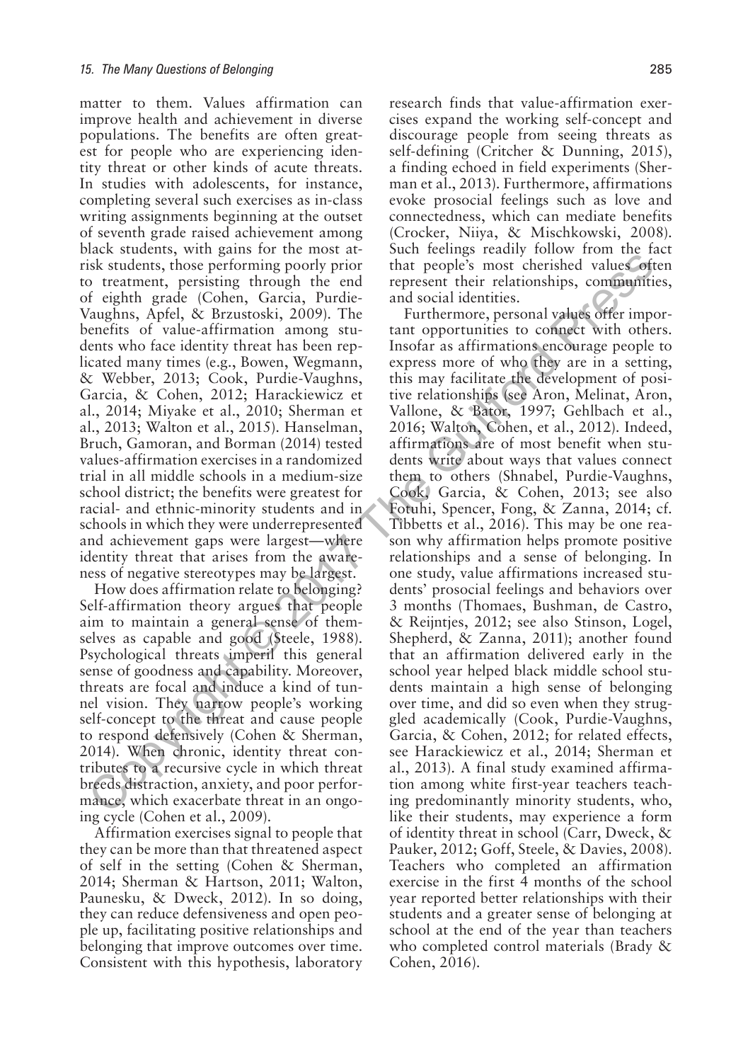matter to them. Values affirmation can improve health and achievement in diverse populations. The benefits are often greatest for people who are experiencing identity threat or other kinds of acute threats. In studies with adolescents, for instance, completing several such exercises as in-class writing assignments beginning at the outset of seventh grade raised achievement among black students, with gains for the most at-risk students, those performing poorly prior to treatment, persisting through the end of eighth grade (Cohen, Garcia, Purdie-Vaughns, Apfel, & Brzustoski, 2009). The benefits of value-affirmation among students who face identity threat has been replicated many times (e.g., Bowen, Wegmann, & Webber, 2013; Cook, Purdie-Vaughns, Garcia, & Cohen, 2012; Harackiewicz et al., 2014; Miyake et al., 2010; Sherman et al., 2013; Walton et al., 2015). Hanselman, Bruch, Gamoran, and Borman (2014) tested values-affirmation exercises in a randomized trial in all middle schools in a medium-size school district; the benefits were greatest for racial- and ethnic-minority students and in schools in which they were underrepresented and achievement gaps were largest—where identity threat that arises from the awareness of negative stereotypes may be largest.

How does affirmation relate to belonging? Self-affirmation theory argues that people aim to maintain a general sense of themselves as capable and good (Steele, 1988). Psychological threats imperil this general sense of goodness and capability. Moreover, threats are focal and induce a kind of tunnel vision. They narrow people's working self-concept to the threat and cause people to respond defensively (Cohen & Sherman, 2014). When chronic, identity threat contributes to a recursive cycle in which threat breeds distraction, anxiety, and poor performance, which exacerbate threat in an ongoing cycle (Cohen et al., 2009).

Affirmation exercises signal to people that they can be more than that threatened aspect of self in the setting (Cohen & Sherman, 2014; Sherman & Hartson, 2011; Walton, Paunesku, & Dweck, 2012). In so doing, they can reduce defensiveness and open people up, facilitating positive relationships and belonging that improve outcomes over time. Consistent with this hypothesis, laboratory research finds that value-affirmation exercises expand the working self-concept and discourage people from seeing threats as self-defining (Critcher & Dunning, 2015), a finding echoed in field experiments (Sherman et al., 2013). Furthermore, affirmations evoke prosocial feelings such as love and connectedness, which can mediate benefits (Crocker, Niiya, & Mischkowski, 2008). Such feelings readily follow from the fact that people's most cherished values often represent their relationships, communities, and social identities.

Furthermore, personal values offer important opportunities to connect with others. Insofar as affirmations encourage people to express more of who they are in a setting, this may facilitate the development of positive relationships (see Aron, Melinat, Aron, Vallone, & Bator, 1997; Gehlbach et al., 2016; Walton, Cohen, et al., 2012). Indeed, affirmations are of most benefit when students write about ways that values connect them to others (Shnabel, Purdie-Vaughns, Cook, Garcia, & Cohen, 2013; see also Fotuhi, Spencer, Fong, & Zanna, 2014; cf. Tibbetts et al., 2016). This may be one reason why affirmation helps promote positive relationships and a sense of belonging. In one study, value affirmations increased students' prosocial feelings and behaviors over 3 months (Thomaes, Bushman, de Castro, & Reijntjes, 2012; see also Stinson, Logel, Shepherd, & Zanna, 2011); another found that an affirmation delivered early in the school year helped black middle school students maintain a high sense of belonging over time, and did so even when they struggled academically (Cook, Purdie-Vaughns, Garcia, & Cohen, 2012; for related effects, see Harackiewicz et al., 2014; Sherman et al., 2013). A final study examined affirmation among white first-year teachers teaching predominantly minority students, who, like their students, may experience a form of identity threat in school (Carr, Dweck, & Pauker, 2012; Goff, Steele, & Davies, 2008). Teachers who completed an affirmation exercise in the first 4 months of the school year reported better relationships with their students and a greater sense of belonging at school at the end of the year than teachers who completed control materials (Brady & Cohen, 2016).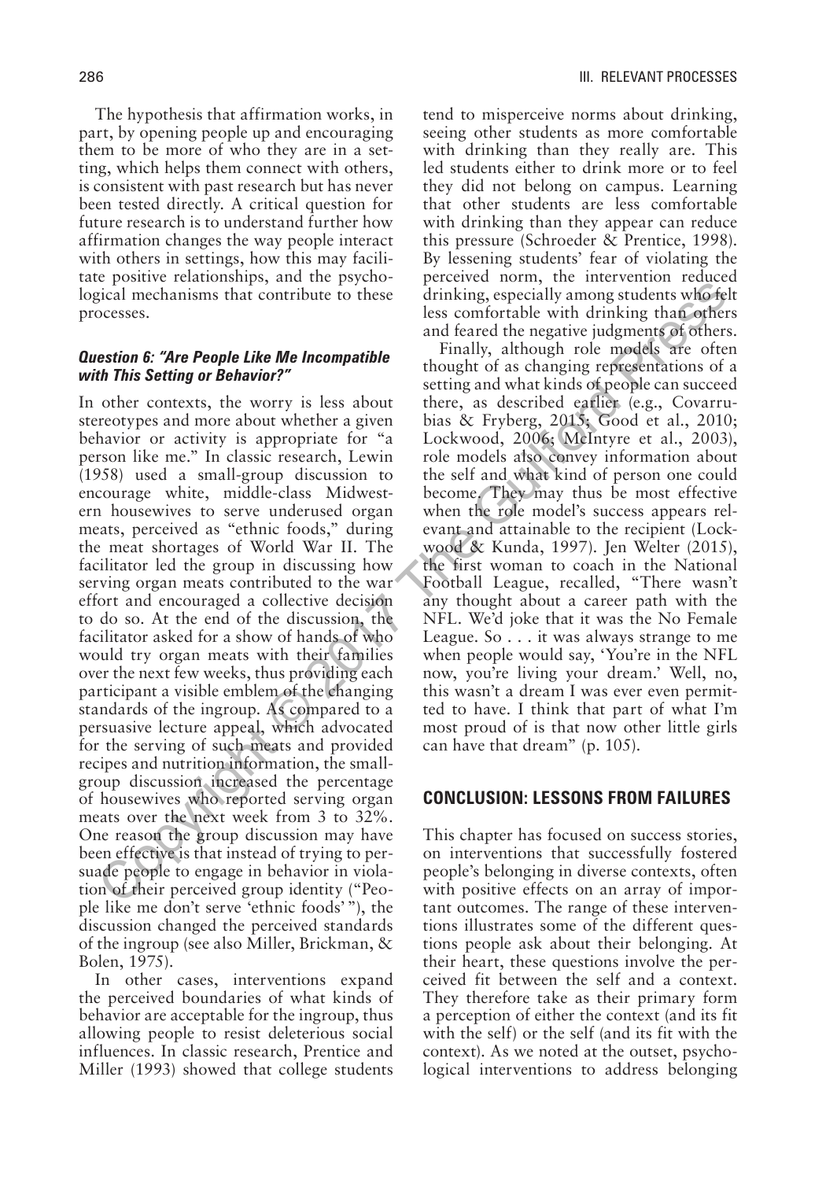The hypothesis that affirmation works, in part, by opening people up and encouraging them to be more of who they are in a setting, which helps them connect with others, is consistent with past research but has never been tested directly. A critical question for future research is to understand further how affirmation changes the way people interact with others in settings, how this may facilitate positive relationships, and the psychological mechanisms that contribute to these processes.

#### *Question 6: "Are People Like Me Incompatible with This Setting or Behavior?"*

In other contexts, the worry is less about stereotypes and more about whether a given behavior or activity is appropriate for "a person like me." In classic research, Lewin (1958) used a small-group discussion to encourage white, middle-class Midwestern housewives to serve underused organ meats, perceived as "ethnic foods," during the meat shortages of World War II. The facilitator led the group in discussing how serving organ meats contributed to the war effort and encouraged a collective decision to do so. At the end of the discussion, the facilitator asked for a show of hands of who would try organ meats with their families over the next few weeks, thus providing each participant a visible emblem of the changing standards of the ingroup. As compared to a persuasive lecture appeal, which advocated for the serving of such meats and provided recipes and nutrition information, the small-group discussion increased the percentage of housewives who reported serving organ meats over the next week from 3 to 32%. One reason the group discussion may have been effective is that instead of trying to persuade people to engage in behavior in violation of their perceived group identity ("People like me don't serve 'ethnic foods' "), the discussion changed the perceived standards of the ingroup (see also Miller, Brickman, & Bolen, 1975).

In other cases, interventions expand the perceived boundaries of what kinds of behavior are acceptable for the ingroup, thus allowing people to resist deleterious social influences. In classic research, Prentice and Miller (1993) showed that college students tend to misperceive norms about drinking, seeing other students as more comfortable with drinking than they really are. This led students either to drink more or to feel they did not belong on campus. Learning that other students are less comfortable with drinking than they appear can reduce this pressure (Schroeder & Prentice, 1998). By lessening students' fear of violating the perceived norm, the intervention reduced drinking, especially among students who felt less comfortable with drinking than others and feared the negative judgments of others.

Finally, although role models are often thought of as changing representations of a setting and what kinds of people can succeed there, as described earlier (e.g., Covarrubias & Fryberg, 2015; Good et al., 2010; Lockwood, 2006; McIntyre et al., 2003), role models also convey information about the self and what kind of person one could become. They may thus be most effective when the role model's success appears relevant and attainable to the recipient (Lockwood & Kunda, 1997). Jen Welter (2015), the first woman to coach in the National Football League, recalled, "There wasn't any thought about a career path with the NFL. We'd joke that it was the No Female League. So . . . it was always strange to me when people would say, 'You're in the NFL now, you're living your dream.' Well, no, this wasn't a dream I was ever even permitted to have. I think that part of what I'm most proud of is that now other little girls can have that dream" (p. 105).

## CONCLUSION: LESSONS FROM FAILURES

This chapter has focused on success stories, on interventions that successfully fostered people's belonging in diverse contexts, often with positive effects on an array of important outcomes. The range of these interventions illustrates some of the different questions people ask about their belonging. At their heart, these questions involve the perceived fit between the self and a context. They therefore take as their primary form a perception of either the context (and its fit with the self) or the self (and its fit with the context). As we noted at the outset, psychological interventions to address belonging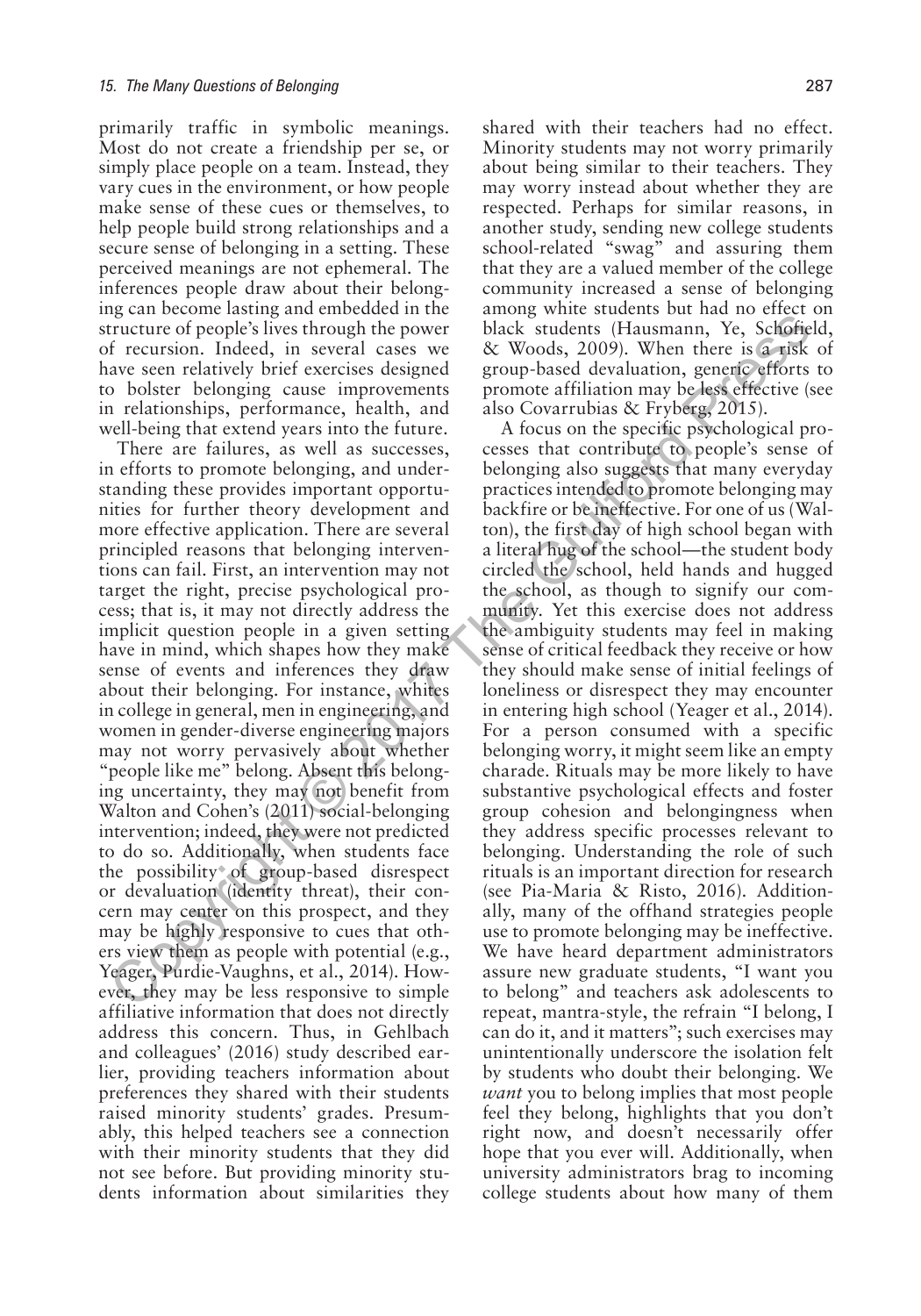primarily traffic in symbolic meanings. Most do not create a friendship per se, or simply place people on a team. Instead, they vary cues in the environment, or how people make sense of these cues or themselves, to help people build strong relationships and a secure sense of belonging in a setting. These perceived meanings are not ephemeral. The inferences people draw about their belonging can become lasting and embedded in the structure of people's lives through the power of recursion. Indeed, in several cases we have seen relatively brief exercises designed to bolster belonging cause improvements in relationships, performance, health, and well-being that extend years into the future.

There are failures, as well as successes, in efforts to promote belonging, and understanding these provides important opportunities for further theory development and more effective application. There are several principled reasons that belonging interventions can fail. First, an intervention may not target the right, precise psychological process; that is, it may not directly address the implicit question people in a given setting have in mind, which shapes how they make sense of events and inferences they draw about their belonging. For instance, whites in college in general, men in engineering, and women in gender-diverse engineering majors may not worry pervasively about whether "people like me" belong. Absent this belonging uncertainty, they may not benefit from Walton and Cohen's (2011) social-belonging intervention; indeed, they were not predicted to do so. Additionally, when students face the possibility of group-based disrespect or devaluation (identity threat), their concern may center on this prospect, and they may be highly responsive to cues that others view them as people with potential (e.g., Yeager, Purdie-Vaughns, et al., 2014). However, they may be less responsive to simple affiliative information that does not directly address this concern. Thus, in Gehlbach and colleagues' (2016) study described earlier, providing teachers information about preferences they shared with their students raised minority students' grades. Presumably, this helped teachers see a connection with their minority students that they did not see before. But providing minority students information about similarities they shared with their teachers had no effect. Minority students may not worry primarily about being similar to their teachers. They may worry instead about whether they are respected. Perhaps for similar reasons, in another study, sending new college students school-related "swag" and assuring them that they are a valued member of the college community increased a sense of belonging among white students but had no effect on black students (Hausmann, Ye, Schofield, & Woods, 2009). When there is a risk of group-based devaluation, generic efforts to promote affiliation may be less effective (see also Covarrubias & Fryberg, 2015).

A focus on the specific psychological processes that contribute to people's sense of belonging also suggests that many everyday practices intended to promote belonging may backfire or be ineffective. For one of us (Walton), the first day of high school began with a literal hug of the school—the student body circled the school, held hands and hugged the school, as though to signify our community. Yet this exercise does not address the ambiguity students may feel in making sense of critical feedback they receive or how they should make sense of initial feelings of loneliness or disrespect they may encounter in entering high school (Yeager et al., 2014). For a person consumed with a specific belonging worry, it might seem like an empty charade. Rituals may be more likely to have substantive psychological effects and foster group cohesion and belongingness when they address specific processes relevant to belonging. Understanding the role of such rituals is an important direction for research (see Pia-Maria & Risto, 2016). Additionally, many of the offhand strategies people use to promote belonging may be ineffective. We have heard department administrators assure new graduate students, "I want you to belong" and teachers ask adolescents to repeat, mantra-style, the refrain "I belong, I can do it, and it matters"; such exercises may unintentionally underscore the isolation felt by students who doubt their belonging. We *want* you to belong implies that most people feel they belong, highlights that you don't right now, and doesn't necessarily offer hope that you ever will. Additionally, when university administrators brag to incoming college students about how many of them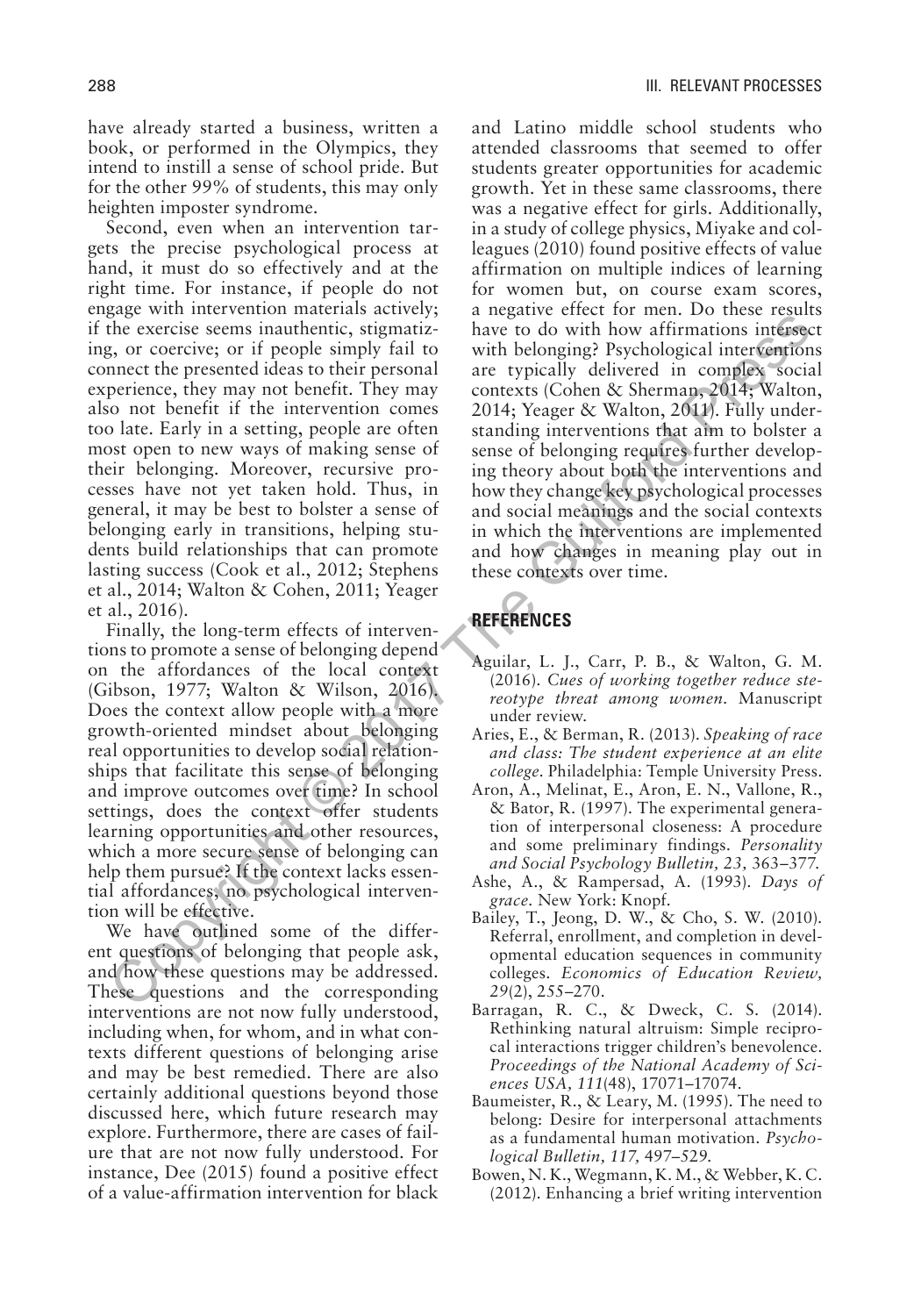have already started a business, written a book, or performed in the Olympics, they intend to instill a sense of school pride. But for the other 99% of students, this may only heighten imposter syndrome.

Second, even when an intervention targets the precise psychological process at hand, it must do so effectively and at the right time. For instance, if people do not engage with intervention materials actively; if the exercise seems inauthentic, stigmatizing, or coercive; or if people simply fail to connect the presented ideas to their personal experience, they may not benefit. They may also not benefit if the intervention comes too late. Early in a setting, people are often most open to new ways of making sense of their belonging. Moreover, recursive processes have not yet taken hold. Thus, in general, it may be best to bolster a sense of belonging early in transitions, helping students build relationships that can promote lasting success (Cook et al., 2012; Stephens et al., 2014; Walton & Cohen, 2011; Yeager et al., 2016).

Finally, the long-term effects of interventions to promote a sense of belonging depend on the affordances of the local context (Gibson, 1977; Walton & Wilson, 2016). Does the context allow people with a more growth-oriented mindset about belonging real opportunities to develop social relationships that facilitate this sense of belonging and improve outcomes over time? In school settings, does the context offer students learning opportunities and other resources, which a more secure sense of belonging can help them pursue? If the context lacks essential affordances, no psychological intervention will be effective.

We have outlined some of the different questions of belonging that people ask, and how these questions may be addressed. These questions and the corresponding interventions are not now fully understood, including when, for whom, and in what contexts different questions of belonging arise and may be best remedied. There are also certainly additional questions beyond those discussed here, which future research may explore. Furthermore, there are cases of failure that are not now fully understood. For instance, Dee (2015) found a positive effect of a value-affirmation intervention for black and Latino middle school students who attended classrooms that seemed to offer students greater opportunities for academic growth. Yet in these same classrooms, there was a negative effect for girls. Additionally, in a study of college physics, Miyake and colleagues (2010) found positive effects of value affirmation on multiple indices of learning for women but, on course exam scores, a negative effect for men. Do these results have to do with how affirmations intersect with belonging? Psychological interventions are typically delivered in complex social contexts (Cohen & Sherman, 2014; Walton, 2014; Yeager & Walton, 2011). Fully understanding interventions that aim to bolster a sense of belonging requires further developing theory about both the interventions and how they change key psychological processes and social meanings and the social contexts in which the interventions are implemented and how changes in meaning play out in these contexts over time.

## REFERENCES

Aguilar, L. J., Carr, P. B., & Walton, G. M. (2016). *Cues of working together reduce stereotype threat among women.* Manuscript under review.

Aries, E., & Berman, R. (2013). *Speaking of race and class: The student experience at an elite college.* Philadelphia: Temple University Press.

Aron, A., Melinat, E., Aron, E. N., Vallone, R., & Bator, R. (1997). The experimental generation of interpersonal closeness: A procedure and some preliminary findings. *Personality and Social Psychology Bulletin, 23,* 363–377.

Ashe, A., & Rampersad, A. (1993). *Days of grace.* New York: Knopf.

Bailey, T., Jeong, D. W., & Cho, S. W. (2010). Referral, enrollment, and completion in developmental education sequences in community colleges. *Economics of Education Review, 29*(2), 255–270.

Barragan, R. C., & Dweck, C. S. (2014). Rethinking natural altruism: Simple reciprocal interactions trigger children's benevolence. *Proceedings of the National Academy of Sciences USA, 111*(48), 17071–17074.

Baumeister, R., & Leary, M. (1995). The need to belong: Desire for interpersonal attachments as a fundamental human motivation. *Psychological Bulletin, 117,* 497–529.

Bowen, N. K., Wegmann, K. M., & Webber, K. C. (2012). Enhancing a brief writing intervention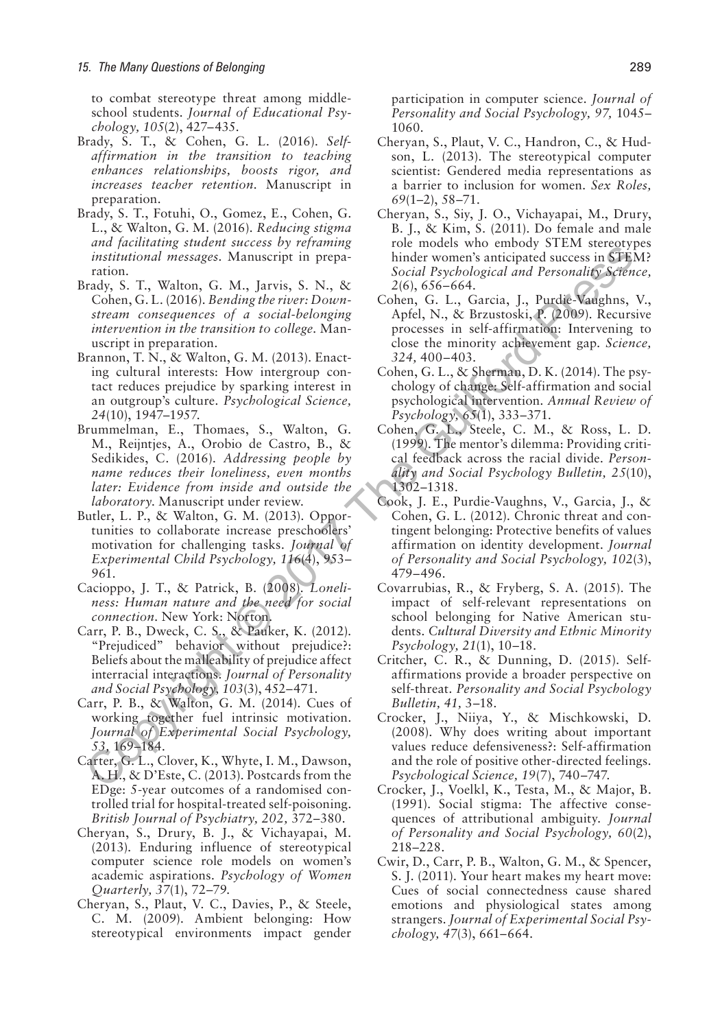to combat stereotype threat among middle-school students. *Journal of Educational Psychology, 105*(2), 427–435.

Brady, S. T., & Cohen, G. L. (2016). *Self-affirmation in the transition to teaching enhances relationships, boosts rigor, and increases teacher retention.* Manuscript in preparation.

Brady, S. T., Fotuhi, O., Gomez, E., Cohen, G. L., & Walton, G. M. (2016). *Reducing stigma and facilitating student success by reframing institutional messages.* Manuscript in preparation.

Brady, S. T., Walton, G. M., Jarvis, S. N., & Cohen, G. L. (2016). *Bending the river: Downstream consequences of a social-belonging intervention in the transition to college.* Manuscript in preparation.

Brannon, T. N., & Walton, G. M. (2013). Enacting cultural interests: How intergroup contact reduces prejudice by sparking interest in an outgroup's culture. *Psychological Science, 24*(10), 1947–1957.

Brummelman, E., Thomaes, S., Walton, G. M., Reijntjes, A., Orobio de Castro, B., & Sedikides, C. (2016). *Addressing people by name reduces their loneliness, even months later: Evidence from inside and outside the laboratory.* Manuscript under review.

Butler, L. P., & Walton, G. M. (2013). Opportunities to collaborate increase preschoolers' motivation for challenging tasks. *Journal of Experimental Child Psychology, 116*(4), 953–961.

Cacioppo, J. T., & Patrick, B. (2008). *Loneliness: Human nature and the need for social connection.* New York: Norton.

Carr, P. B., Dweck, C. S., & Pauker, K. (2012). "Prejudiced" behavior without prejudice?: Beliefs about the malleability of prejudice affect interracial interactions. *Journal of Personality and Social Psychology, 103*(3), 452–471.

Carr, P. B., & Walton, G. M. (2014). Cues of working together fuel intrinsic motivation. *Journal of Experimental Social Psychology, 53,* 169–184.

Carter, G. L., Clover, K., Whyte, I. M., Dawson, A. H., & D'Este, C. (2013). Postcards from the EDge: 5-year outcomes of a randomised controlled trial for hospital-treated self-poisoning. *British Journal of Psychiatry, 202,* 372–380.

Cheryan, S., Drury, B. J., & Vichayapai, M. (2013). Enduring influence of stereotypical computer science role models on women's academic aspirations. *Psychology of Women Quarterly, 37*(1), 72–79.

Cheryan, S., Plaut, V. C., Davies, P., & Steele, C. M. (2009). Ambient belonging: How stereotypical environments impact gender participation in computer science. *Journal of Personality and Social Psychology, 97,* 1045–1060.

Cheryan, S., Plaut, V. C., Handron, C., & Hudson, L. (2013). The stereotypical computer scientist: Gendered media representations as a barrier to inclusion for women. *Sex Roles, 69*(1–2), 58–71.

Cheryan, S., Siy, J. O., Vichayapai, M., Drury, B. J., & Kim, S. (2011). Do female and male role models who embody STEM stereotypes hinder women's anticipated success in STEM? *Social Psychological and Personality Science, 2*(6), 656–664.

Cohen, G. L., Garcia, J., Purdie-Vaughns, V., Apfel, N., & Brzustoski, P. (2009). Recursive processes in self-affirmation: Intervening to close the minority achievement gap. *Science, 324,* 400–403.

Cohen, G. L., & Sherman, D. K. (2014). The psychology of change: Self-affirmation and social psychological intervention. *Annual Review of Psychology, 65*(1), 333–371.

Cohen, G. L., Steele, C. M., & Ross, L. D. (1999). The mentor's dilemma: Providing critical feedback across the racial divide. *Personality and Social Psychology Bulletin, 25*(10), 1302–1318.

Cook, J. E., Purdie-Vaughns, V., Garcia, J., & Cohen, G. L. (2012). Chronic threat and contingent belonging: Protective benefits of values affirmation on identity development. *Journal of Personality and Social Psychology, 102*(3), 479–496.

Covarrubias, R., & Fryberg, S. A. (2015). The impact of self-relevant representations on school belonging for Native American students. *Cultural Diversity and Ethnic Minority Psychology, 21*(1), 10–18.

Critcher, C. R., & Dunning, D. (2015). Self-affirmations provide a broader perspective on self-threat. *Personality and Social Psychology Bulletin, 41,* 3–18.

Crocker, J., Niiya, Y., & Mischkowski, D. (2008). Why does writing about important values reduce defensiveness?: Self-affirmation and the role of positive other-directed feelings. *Psychological Science, 19*(7), 740–747.

Crocker, J., Voelkl, K., Testa, M., & Major, B. (1991). Social stigma: The affective consequences of attributional ambiguity. *Journal of Personality and Social Psychology, 60*(2), 218–228.

Cwir, D., Carr, P. B., Walton, G. M., & Spencer, S. J. (2011). Your heart makes my heart move: Cues of social connectedness cause shared emotions and physiological states among strangers. *Journal of Experimental Social Psychology, 47*(3), 661–664.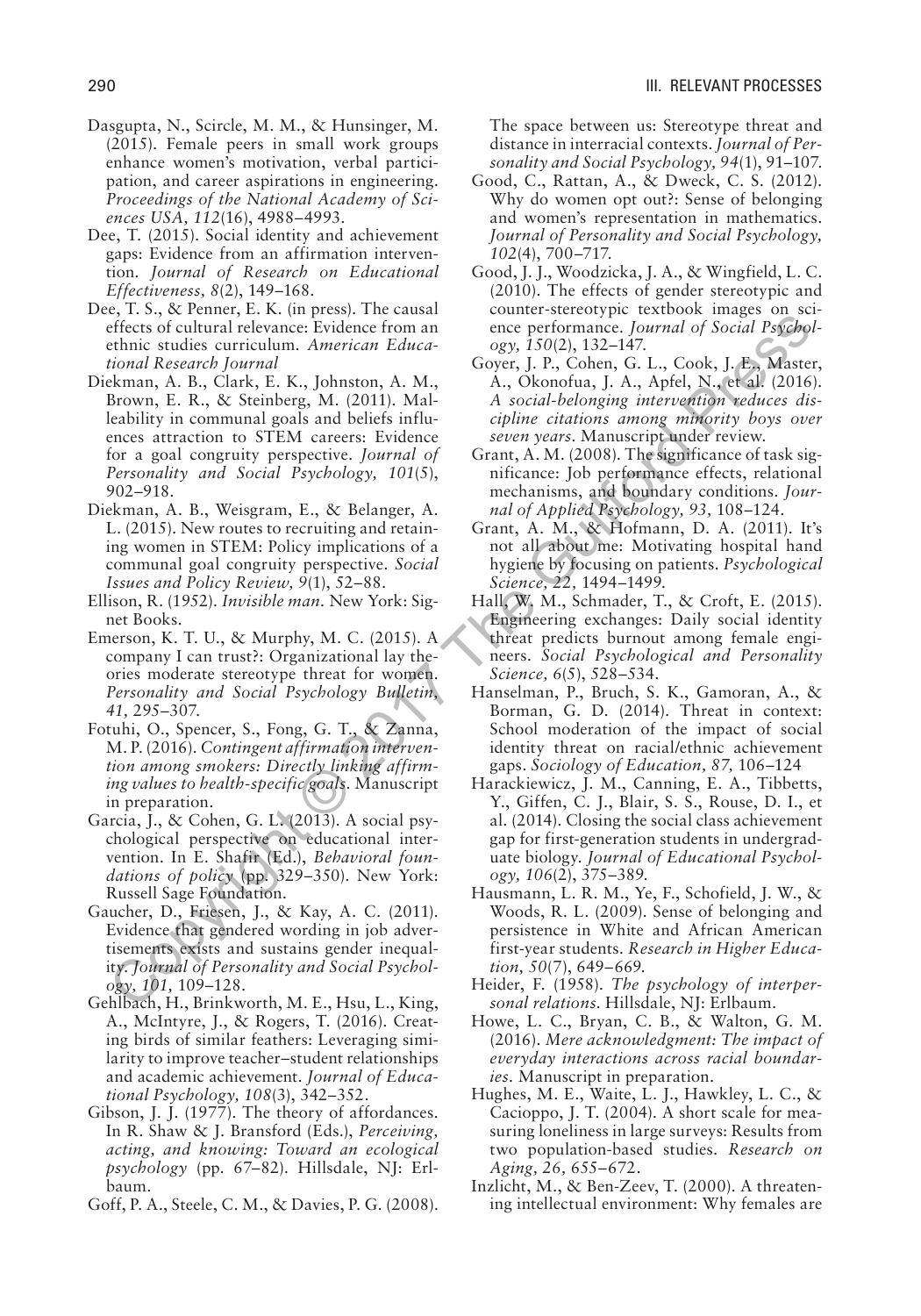Dasgupta, N., Scircle, M. M., & Hunsinger, M. (2015). Female peers in small work groups enhance women's motivation, verbal participation, and career aspirations in engineering. *Proceedings of the National Academy of Sciences USA, 112*(16), 4988–4993.

Dee, T. (2015). Social identity and achievement gaps: Evidence from an affirmation intervention. *Journal of Research on Educational Effectiveness, 8*(2), 149–168.

Dee, T. S., & Penner, E. K. (in press). The causal effects of cultural relevance: Evidence from an ethnic studies curriculum. *American Educational Research Journal*

Diekman, A. B., Clark, E. K., Johnston, A. M., Brown, E. R., & Steinberg, M. (2011). Malleability in communal goals and beliefs influences attraction to STEM careers: Evidence for a goal congruity perspective. *Journal of Personality and Social Psychology, 101*(5), 902–918.

Diekman, A. B., Weisgram, E., & Belanger, A. L. (2015). New routes to recruiting and retaining women in STEM: Policy implications of a communal goal congruity perspective. *Social Issues and Policy Review, 9*(1), 52–88.

Ellison, R. (1952). *Invisible man*. New York: Signet Books.

Emerson, K. T. U., & Murphy, M. C. (2015). A company I can trust?: Organizational lay theories moderate stereotype threat for women. *Personality and Social Psychology Bulletin, 41,* 295–307.

Fotuhi, O., Spencer, S., Fong, G. T., & Zanna, M. P. (2016). *Contingent affirmation intervention among smokers: Directly linking affirming values to health-specific goals*. Manuscript in preparation.

Garcia, J., & Cohen, G. L. (2013). A social psychological perspective on educational intervention. In E. Shafir (Ed.), *Behavioral foundations of policy* (pp. 329–350). New York: Russell Sage Foundation.

Gaucher, D., Friesen, J., & Kay, A. C. (2011). Evidence that gendered wording in job advertisements exists and sustains gender inequality. *Journal of Personality and Social Psychology, 101,* 109–128.

Gehlbach, H., Brinkworth, M. E., Hsu, L., King, A., McIntyre, J., & Rogers, T. (2016). Creating birds of similar feathers: Leveraging similarity to improve teacher–student relationships and academic achievement. *Journal of Educational Psychology, 108*(3), 342–352.

Gibson, J. J. (1977). The theory of affordances. In R. Shaw & J. Bransford (Eds.), *Perceiving, acting, and knowing: Toward an ecological psychology* (pp. 67–82). Hillsdale, NJ: Erlbaum.

Goff, P. A., Steele, C. M., & Davies, P. G. (2008). The space between us: Stereotype threat and distance in interracial contexts. *Journal of Personality and Social Psychology, 94*(1), 91–107.

Good, C., Rattan, A., & Dweck, C. S. (2012). Why do women opt out?: Sense of belonging and women's representation in mathematics. *Journal of Personality and Social Psychology, 102*(4), 700–717.

Good, J. J., Woodzicka, J. A., & Wingfield, L. C. (2010). The effects of gender stereotypic and counter-stereotypic textbook images on science performance. *Journal of Social Psychology, 150*(2), 132–147.

Goyer, J. P., Cohen, G. L., Cook, J. E., Master, A., Okonofua, J. A., Apfel, N., et al. (2016). *A social-belonging intervention reduces discipline citations among minority boys over seven years*. Manuscript under review.

Grant, A. M. (2008). The significance of task significance: Job performance effects, relational mechanisms, and boundary conditions. *Journal of Applied Psychology, 93,* 108–124.

Grant, A. M., & Hofmann, D. A. (2011). It's not all about me: Motivating hospital hand hygiene by focusing on patients. *Psychological Science, 22,* 1494–1499.

Hall, W. M., Schmader, T., & Croft, E. (2015). Engineering exchanges: Daily social identity threat predicts burnout among female engineers. *Social Psychological and Personality Science, 6*(5), 528–534.

Hanselman, P., Bruch, S. K., Gamoran, A., & Borman, G. D. (2014). Threat in context: School moderation of the impact of social identity threat on racial/ethnic achievement gaps. *Sociology of Education, 87,* 106–124

Harackiewicz, J. M., Canning, E. A., Tibbetts, Y., Giffen, C. J., Blair, S. S., Rouse, D. I., et al. (2014). Closing the social class achievement gap for first-generation students in undergraduate biology. *Journal of Educational Psychology, 106*(2), 375–389.

Hausmann, L. R. M., Ye, F., Schofield, J. W., & Woods, R. L. (2009). Sense of belonging and persistence in White and African American first-year students. *Research in Higher Education, 50*(7), 649–669.

Heider, F. (1958). *The psychology of interpersonal relations*. Hillsdale, NJ: Erlbaum.

Howe, L. C., Bryan, C. B., & Walton, G. M. (2016). *Mere acknowledgment: The impact of everyday interactions across racial boundaries*. Manuscript in preparation.

Hughes, M. E., Waite, L. J., Hawkley, L. C., & Cacioppo, J. T. (2004). A short scale for measuring loneliness in large surveys: Results from two population-based studies. *Research on Aging, 26,* 655–672.

Inzlicht, M., & Ben-Zeev, T. (2000). A threatening intellectual environment: Why females are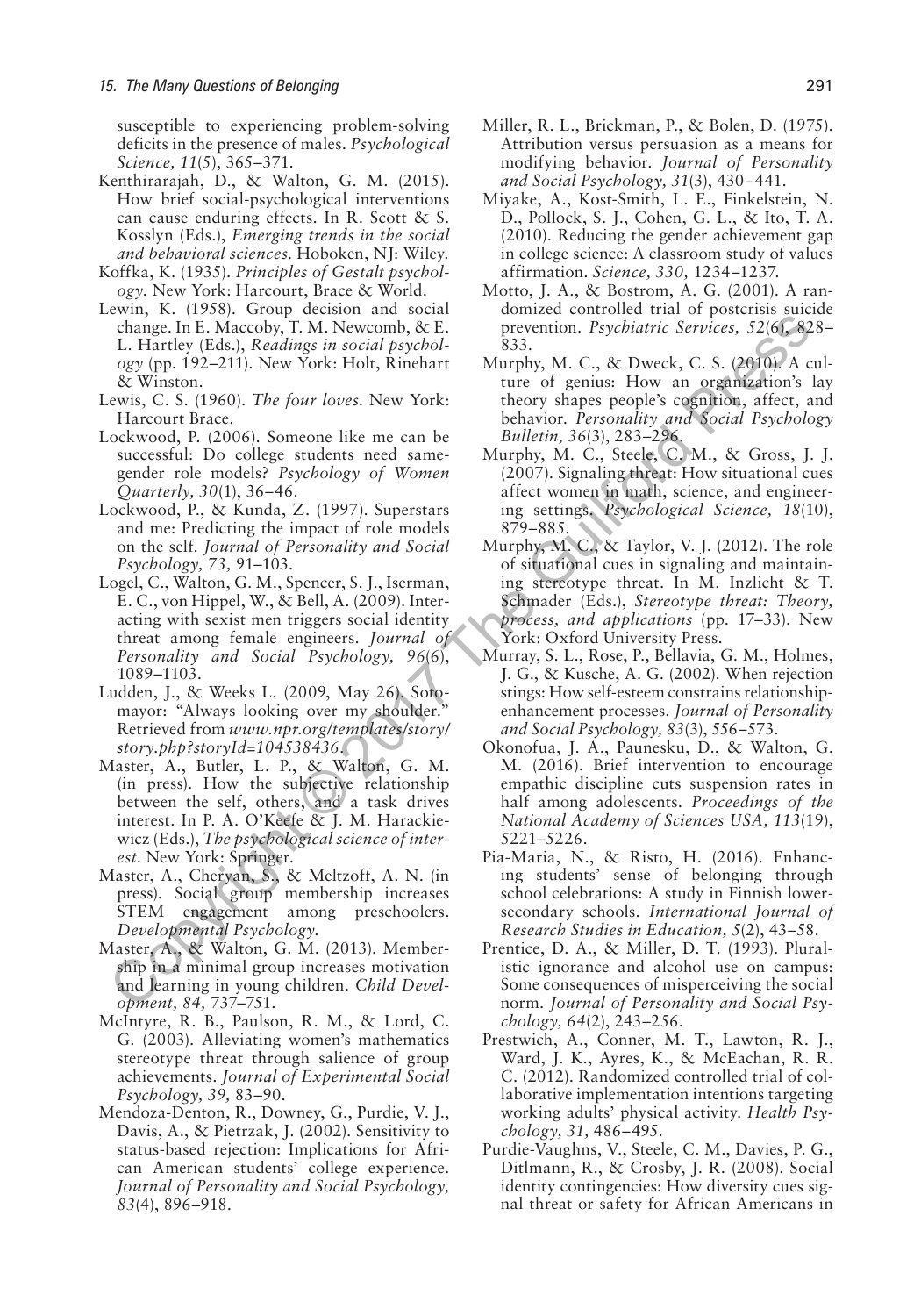susceptible to experiencing problem-solving deficits in the presence of males. *Psychological Science, 11*(5), 365–371.

Kenthirarajah, D., & Walton, G. M. (2015). How brief social-psychological interventions can cause enduring effects. In R. Scott & S. Kosslyn (Eds.), *Emerging trends in the social and behavioral sciences*. Hoboken, NJ: Wiley.

Koffka, K. (1935). *Principles of Gestalt psychology*. New York: Harcourt, Brace & World.

Lewin, K. (1958). Group decision and social change. In E. Maccoby, T. M. Newcomb, & E. L. Hartley (Eds.), *Readings in social psychology* (pp. 192–211). New York: Holt, Rinehart & Winston.

Lewis, C. S. (1960). *The four loves*. New York: Harcourt Brace.

Lockwood, P. (2006). Someone like me can be successful: Do college students need same-gender role models? *Psychology of Women Quarterly, 30*(1), 36–46.

Lockwood, P., & Kunda, Z. (1997). Superstars and me: Predicting the impact of role models on the self. *Journal of Personality and Social Psychology, 73,* 91–103.

Logel, C., Walton, G. M., Spencer, S. J., Iserman, E. C., von Hippel, W., & Bell, A. (2009). Interacting with sexist men triggers social identity threat among female engineers. *Journal of Personality and Social Psychology, 96*(6), 1089–1103.

Ludden, J., & Weeks L. (2009, May 26). Sotomayor: "Always looking over my shoulder." Retrieved from *www.npr.org/templates/story/story.php?storyId=104538436*.

Master, A., Butler, L. P., & Walton, G. M. (in press). How the subjective relationship between the self, others, and a task drives interest. In P. A. O'Keefe & J. M. Harackiewicz (Eds.), *The psychological science of interest*. New York: Springer.

Master, A., Cheryan, S., & Meltzoff, A. N. (in press). Social group membership increases STEM engagement among preschoolers. *Developmental Psychology*.

Master, A., & Walton, G. M. (2013). Membership in a minimal group increases motivation and learning in young children. *Child Development, 84,* 737–751.

McIntyre, R. B., Paulson, R. M., & Lord, C. G. (2003). Alleviating women's mathematics stereotype threat through salience of group achievements. *Journal of Experimental Social Psychology, 39,* 83–90.

Mendoza-Denton, R., Downey, G., Purdie, V. J., Davis, A., & Pietrzak, J. (2002). Sensitivity to status-based rejection: Implications for African American students' college experience. *Journal of Personality and Social Psychology, 83*(4), 896–918.

Miller, R. L., Brickman, P., & Bolen, D. (1975). Attribution versus persuasion as a means for modifying behavior. *Journal of Personality and Social Psychology, 31*(3), 430–441.

Miyake, A., Kost-Smith, L. E., Finkelstein, N. D., Pollock, S. J., Cohen, G. L., & Ito, T. A. (2010). Reducing the gender achievement gap in college science: A classroom study of values affirmation. *Science, 330,* 1234–1237.

Motto, J. A., & Bostrom, A. G. (2001). A randomized controlled trial of postcrisis suicide prevention. *Psychiatric Services, 52*(6), 828–833.

Murphy, M. C., & Dweck, C. S. (2010). A culture of genius: How an organization's lay theory shapes people's cognition, affect, and behavior. *Personality and Social Psychology Bulletin, 36*(3), 283–296.

Murphy, M. C., Steele, C. M., & Gross, J. J. (2007). Signaling threat: How situational cues affect women in math, science, and engineering settings. *Psychological Science, 18*(10), 879–885.

Murphy, M. C., & Taylor, V. J. (2012). The role of situational cues in signaling and maintaining stereotype threat. In M. Inzlicht & T. Schmader (Eds.), *Stereotype threat: Theory, process, and applications* (pp. 17–33). New York: Oxford University Press.

Murray, S. L., Rose, P., Bellavia, G. M., Holmes, J. G., & Kusche, A. G. (2002). When rejection stings: How self-esteem constrains relationship-enhancement processes. *Journal of Personality and Social Psychology, 83*(3), 556–573.

Okonofua, J. A., Paunesku, D., & Walton, G. M. (2016). Brief intervention to encourage empathic discipline cuts suspension rates in half among adolescents. *Proceedings of the National Academy of Sciences USA, 113*(19), 5221–5226.

Pia-Maria, N., & Risto, H. (2016). Enhancing students' sense of belonging through school celebrations: A study in Finnish lower-secondary schools. *International Journal of Research Studies in Education, 5*(2), 43–58.

Prentice, D. A., & Miller, D. T. (1993). Pluralistic ignorance and alcohol use on campus: Some consequences of misperceiving the social norm. *Journal of Personality and Social Psychology, 64*(2), 243–256.

Prestwich, A., Conner, M. T., Lawton, R. J., Ward, J. K., Ayres, K., & McEachan, R. R. C. (2012). Randomized controlled trial of collaborative implementation intentions targeting working adults' physical activity. *Health Psychology, 31,* 486–495.

Purdie-Vaughns, V., Steele, C. M., Davies, P. G., Ditlmann, R., & Crosby, J. R. (2008). Social identity contingencies: How diversity cues signal threat or safety for African Americans in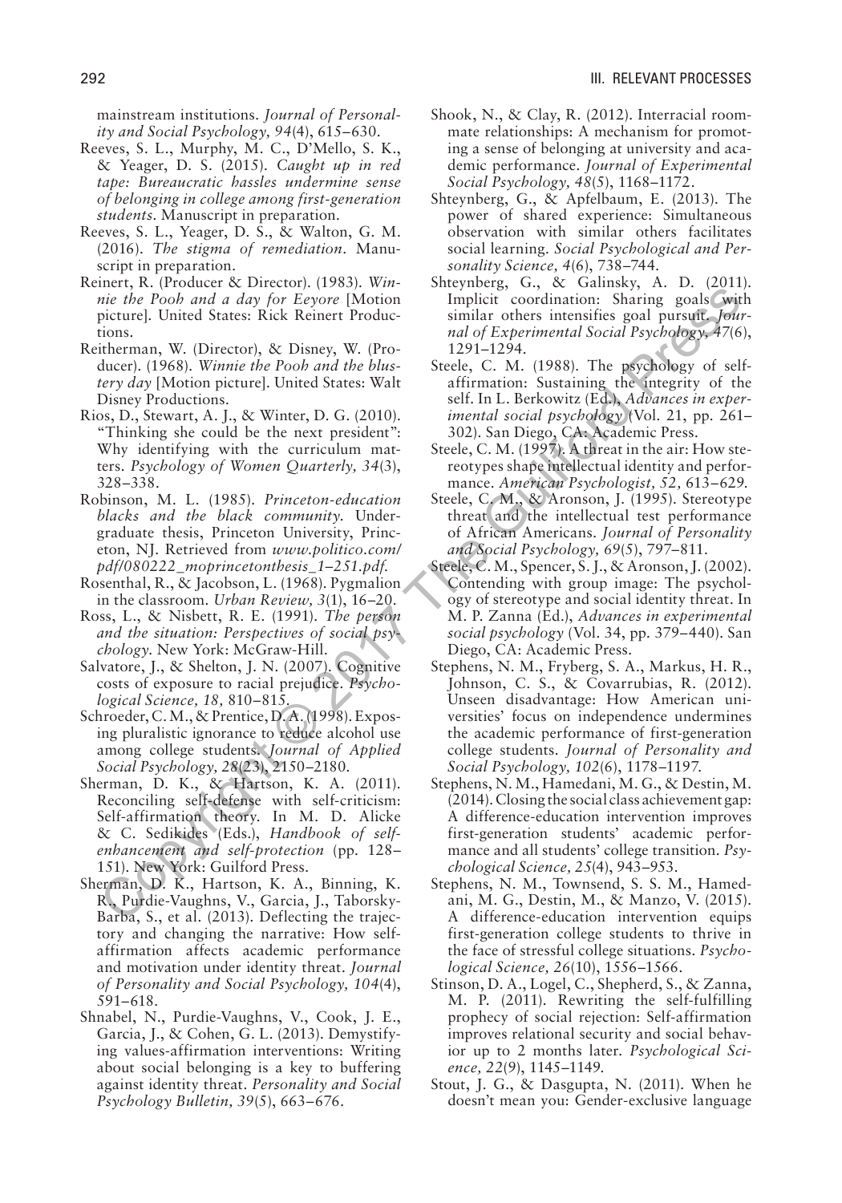mainstream institutions. *Journal of Personality and Social Psychology, 94*(4), 615–630.

Reeves, S. L., Murphy, M. C., D'Mello, S. K., & Yeager, D. S. (2015). *Caught up in red tape: Bureaucratic hassles undermine sense of belonging in college among first-generation students.* Manuscript in preparation.

Reeves, S. L., Yeager, D. S., & Walton, G. M. (2016). *The stigma of remediation.* Manuscript in preparation.

Reinert, R. (Producer & Director). (1983). *Winnie the Pooh and a day for Eeyore* [Motion picture]. United States: Rick Reinert Productions.

Reitherman, W. (Director), & Disney, W. (Producer). (1968). *Winnie the Pooh and the blustery day* [Motion picture]. United States: Walt Disney Productions.

Rios, D., Stewart, A. J., & Winter, D. G. (2010). "Thinking she could be the next president": Why identifying with the curriculum matters. *Psychology of Women Quarterly, 34*(3), 328–338.

Robinson, M. L. (1985). *Princeton-education blacks and the black community.* Undergraduate thesis, Princeton University, Princeton, NJ. Retrieved from *www.politico.com/pdf/080222_moprincetonthesis_1–251.pdf.*

Rosenthal, R., & Jacobson, L. (1968). Pygmalion in the classroom. *Urban Review, 3*(1), 16–20.

Ross, L., & Nisbett, R. E. (1991). *The person and the situation: Perspectives of social psychology.* New York: McGraw-Hill.

Salvatore, J., & Shelton, J. N. (2007). Cognitive costs of exposure to racial prejudice. *Psychological Science, 18,* 810–815.

Schroeder, C. M., & Prentice, D. A. (1998). Exposing pluralistic ignorance to reduce alcohol use among college students. *Journal of Applied Social Psychology, 28*(23), 2150–2180.

Sherman, D. K., & Hartson, K. A. (2011). Reconciling self-defense with self-criticism: Self-affirmation theory. In M. D. Alicke & C. Sedikides (Eds.), *Handbook of self-enhancement and self-protection* (pp. 128–151). New York: Guilford Press.

Sherman, D. K., Hartson, K. A., Binning, K. R., Purdie-Vaughns, V., Garcia, J., Taborsky-Barba, S., et al. (2013). Deflecting the trajectory and changing the narrative: How self-affirmation affects academic performance and motivation under identity threat. *Journal of Personality and Social Psychology, 104*(4), 591–618.

Shnabel, N., Purdie-Vaughns, V., Cook, J. E., Garcia, J., & Cohen, G. L. (2013). Demystifying values-affirmation interventions: Writing about social belonging is a key to buffering against identity threat. *Personality and Social Psychology Bulletin, 39*(5), 663–676.

Shook, N., & Clay, R. (2012). Interracial roommate relationships: A mechanism for promoting a sense of belonging at university and academic performance. *Journal of Experimental Social Psychology, 48*(5), 1168–1172.

Shteynberg, G., & Apfelbaum, E. (2013). The power of shared experience: Simultaneous observation with similar others facilitates social learning. *Social Psychological and Personality Science, 4*(6), 738–744.

Shteynberg, G., & Galinsky, A. D. (2011). Implicit coordination: Sharing goals with similar others intensifies goal pursuit. *Journal of Experimental Social Psychology, 47*(6), 1291–1294.

Steele, C. M. (1988). The psychology of self-affirmation: Sustaining the integrity of the self. In L. Berkowitz (Ed.), *Advances in experimental social psychology* (Vol. 21, pp. 261–302). San Diego, CA: Academic Press.

Steele, C. M. (1997). A threat in the air: How stereotypes shape intellectual identity and performance. *American Psychologist, 52,* 613–629.

Steele, C. M., & Aronson, J. (1995). Stereotype threat and the intellectual test performance of African Americans. *Journal of Personality and Social Psychology, 69*(5), 797–811.

Steele, C. M., Spencer, S. J., & Aronson, J. (2002). Contending with group image: The psychology of stereotype and social identity threat. In M. P. Zanna (Ed.), *Advances in experimental social psychology* (Vol. 34, pp. 379–440). San Diego, CA: Academic Press.

Stephens, N. M., Fryberg, S. A., Markus, H. R., Johnson, C. S., & Covarrubias, R. (2012). Unseen disadvantage: How American universities' focus on independence undermines the academic performance of first-generation college students. *Journal of Personality and Social Psychology, 102*(6), 1178–1197.

Stephens, N. M., Hamedani, M. G., & Destin, M. (2014). Closing the social class achievement gap: A difference-education intervention improves first-generation students' academic performance and all students' college transition. *Psychological Science, 25*(4), 943–953.

Stephens, N. M., Townsend, S. S. M., Hamedani, M. G., Destin, M., & Manzo, V. (2015). A difference-education intervention equips first-generation college students to thrive in the face of stressful college situations. *Psychological Science, 26*(10), 1556–1566.

Stinson, D. A., Logel, C., Shepherd, S., & Zanna, M. P. (2011). Rewriting the self-fulfilling prophecy of social rejection: Self-affirmation improves relational security and social behavior up to 2 months later. *Psychological Science, 22*(9), 1145–1149.

Stout, J. G., & Dasgupta, N. (2011). When he doesn't mean you: Gender-exclusive language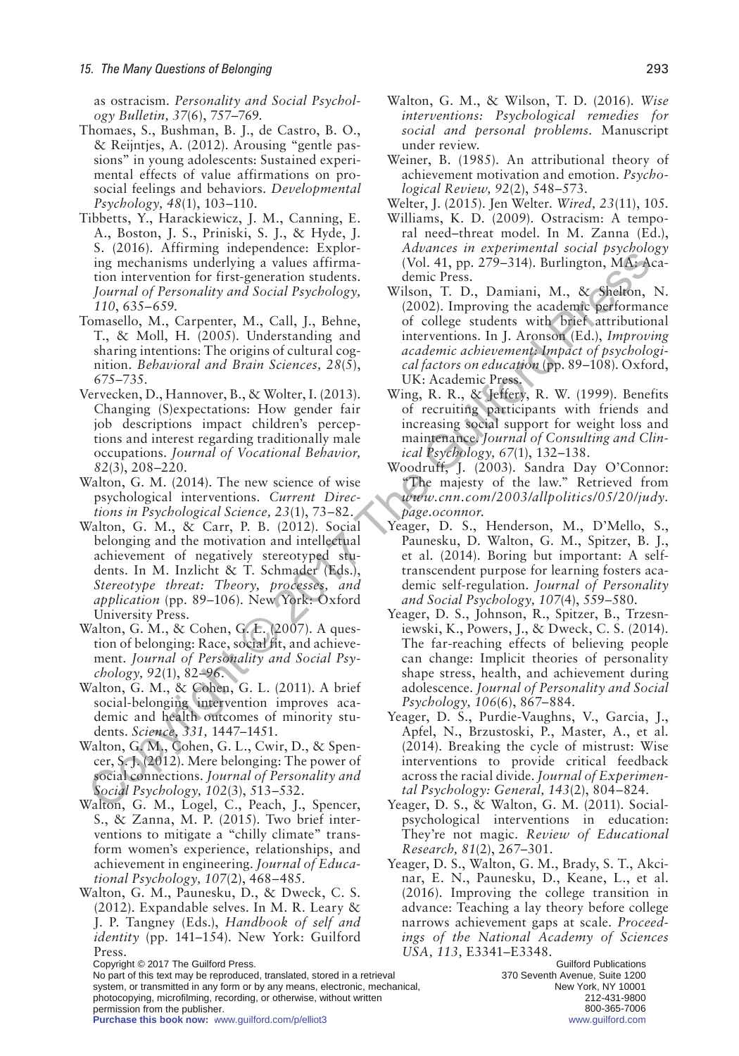as ostracism. *Personality and Social Psychology Bulletin, 37*(6), 757–769.

Thomaes, S., Bushman, B. J., de Castro, B. O., & Reijntjes, A. (2012). Arousing "gentle passions" in young adolescents: Sustained experimental effects of value affirmations on prosocial feelings and behaviors. *Developmental Psychology, 48*(1), 103–110.

Tibbetts, Y., Harackiewicz, J. M., Canning, E. A., Boston, J. S., Priniski, S. J., & Hyde, J. S. (2016). Affirming independence: Exploring mechanisms underlying a values affirmation intervention for first-generation students. *Journal of Personality and Social Psychology, 110*, 635–659.

Tomasello, M., Carpenter, M., Call, J., Behne, T., & Moll, H. (2005). Understanding and sharing intentions: The origins of cultural cognition. *Behavioral and Brain Sciences, 28*(5), 675–735.

Vervecken, D., Hannover, B., & Wolter, I. (2013). Changing (S)expectations: How gender fair job descriptions impact children's perceptions and interest regarding traditionally male occupations. *Journal of Vocational Behavior, 82*(3), 208–220.

Walton, G. M. (2014). The new science of wise psychological interventions. *Current Directions in Psychological Science, 23*(1), 73–82.

Walton, G. M., & Carr, P. B. (2012). Social belonging and the motivation and intellectual achievement of negatively stereotyped students. In M. Inzlicht & T. Schmader (Eds.), *Stereotype threat: Theory, processes, and application* (pp. 89–106). New York: Oxford University Press.

Walton, G. M., & Cohen, G. L. (2007). A question of belonging: Race, social fit, and achievement. *Journal of Personality and Social Psychology, 92*(1), 82–96.

Walton, G. M., & Cohen, G. L. (2011). A brief social-belonging intervention improves academic and health outcomes of minority students. *Science, 331,* 1447–1451.

Walton, G. M., Cohen, G. L., Cwir, D., & Spencer, S. J. (2012). Mere belonging: The power of social connections. *Journal of Personality and Social Psychology, 102*(3), 513–532.

Walton, G. M., Logel, C., Peach, J., Spencer, S., & Zanna, M. P. (2015). Two brief interventions to mitigate a "chilly climate" transform women's experience, relationships, and achievement in engineering. *Journal of Educational Psychology, 107*(2), 468–485.

Walton, G. M., Paunesku, D., & Dweck, C. S. (2012). Expandable selves. In M. R. Leary & J. P. Tangney (Eds.), *Handbook of self and identity* (pp. 141–154). New York: Guilford Press.

Walton, G. M., & Wilson, T. D. (2016). *Wise interventions: Psychological remedies for social and personal problems.* Manuscript under review.

Weiner, B. (1985). An attributional theory of achievement motivation and emotion. *Psychological Review, 92*(2), 548–573.

Welter, J. (2015). Jen Welter. *Wired, 23*(11), 105.

Williams, K. D. (2009). Ostracism: A temporal need–threat model. In M. Zanna (Ed.), *Advances in experimental social psychology* (Vol. 41, pp. 279–314). Burlington, MA: Academic Press.

Wilson, T. D., Damiani, M., & Shelton, N. (2002). Improving the academic performance of college students with brief attributional interventions. In J. Aronson (Ed.), *Improving academic achievement: Impact of psychological factors on education* (pp. 89–108). Oxford, UK: Academic Press.

Wing, R. R., & Jeffery, R. W. (1999). Benefits of recruiting participants with friends and increasing social support for weight loss and maintenance. *Journal of Consulting and Clinical Psychology, 67*(1), 132–138.

Woodruff, J. (2003). Sandra Day O'Connor: "The majesty of the law." Retrieved from *www.cnn.com/2003/allpolitics/05/20/judy.page.oconnor.*

Yeager, D. S., Henderson, M., D'Mello, S., Paunesku, D. Walton, G. M., Spitzer, B. J., et al. (2014). Boring but important: A self-transcendent purpose for learning fosters academic self-regulation. *Journal of Personality and Social Psychology, 107*(4), 559–580.

Yeager, D. S., Johnson, R., Spitzer, B., Trzesniewski, K., Powers, J., & Dweck, C. S. (2014). The far-reaching effects of believing people can change: Implicit theories of personality shape stress, health, and achievement during adolescence. *Journal of Personality and Social Psychology, 106*(6), 867–884.

Yeager, D. S., Purdie-Vaughns, V., Garcia, J., Apfel, N., Brzustoski, P., Master, A., et al. (2014). Breaking the cycle of mistrust: Wise interventions to provide critical feedback across the racial divide. *Journal of Experimental Psychology: General, 143*(2), 804–824.

Yeager, D. S., & Walton, G. M. (2011). Social-psychological interventions in education: They're not magic. *Review of Educational Research, 81*(2), 267–301.

Yeager, D. S., Walton, G. M., Brady, S. T., Akcinar, E. N., Paunesku, D., Keane, L., et al. (2016). Improving the college transition in advance: Teaching a lay theory before college narrows achievement gaps at scale. *Proceedings of the National Academy of Sciences USA, 113,* E3341–E3348.

Copyright © 2017 The Guilford Press.
No part of this text may be reproduced, translated, stored in a retrieval system, or transmitted in any form or by any means, electronic, mechanical, photocopying, microfilming, recording, or otherwise, without written permission from the publisher.
**Purchase this book now:** www.guilford.com/p/elliot3

Guilford Publications
370 Seventh Avenue, Suite 1200
New York, NY 10001
212-431-9800
800-365-7006
www.guilford.com